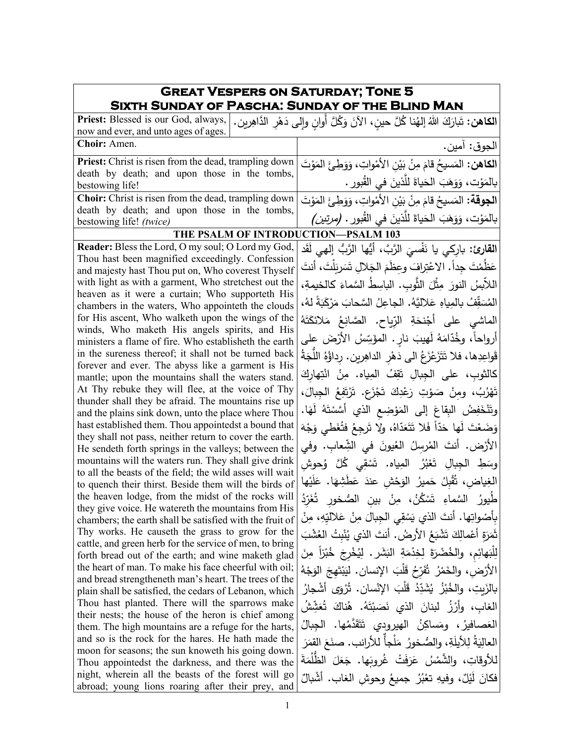| **Great Vespers on Saturday; Tone 5**<br>**Sixth Sunday of Pascha: Sunday of the Blind Man** | |
|---|---|
| **Priest:** Blessed is our God, always, now and ever, and unto ages of ages. | **الكاهن:** تَبارَكَ اللهُ إلهُنا كُلَّ حينٍ، الآنَ وَكُلَّ أَوانٍ وإلى دَهْرِ الدَّاهِرين. |
| **Choir:** Amen. | الجوق: آمين. |
| **Priest:** Christ is risen from the dead, trampling down death by death; and upon those in the tombs, bestowing life! | **الكاهن:** المَسيحُ قامَ مِنْ بَيْنِ الأَمْواتِ، وَوَطِئَ المَوْتَ بالمَوْت، وَوَهَبَ الحَياةَ للَّذينَ في القُبور. |
| **Choir:** Christ is risen from the dead, trampling down death by death; and upon those in the tombs, bestowing life! *(twice)* | **الجوقة:** المَسيحُ قامَ مِنْ بَيْنِ الأَمْواتِ، وَوَطِئَ المَوْتَ بالمَوْت، وَوَهَبَ الحَياةَ للَّذينَ في القُبور. *(مرتين)* |
| **THE PSALM OF INTRODUCTION—PSALM 103** | |
| **Reader:** Bless the Lord, O my soul; O Lord my God, Thou hast been magnified exceedingly. Confession and majesty hast Thou put on, Who coverest Thyself with light as with a garment, Who stretchest out the heaven as it were a curtain; Who supporteth His chambers in the waters, Who appointeth the clouds for His ascent, Who walketh upon the wings of the winds, Who maketh His angels spirits, and His ministers a flame of fire. Who establisheth the earth in the sureness thereof; it shall not be turned back forever and ever. The abyss like a garment is His mantle; upon the mountains shall the waters stand. At Thy rebuke they will flee, at the voice of Thy thunder shall they be afraid. The mountains rise up and the plains sink down, unto the place where Thou hast established them. Thou appointedst a bound that they shall not pass, neither return to cover the earth. He sendeth forth springs in the valleys; between the mountains will the waters run. They shall give drink to all the beasts of the field; the wild asses will wait to quench their thirst. Beside them will the birds of the heaven lodge, from the midst of the rocks will they give voice. He watereth the mountains from His chambers; the earth shall be satisfied with the fruit of Thy works. He causeth the grass to grow for the cattle, and green herb for the service of men, to bring forth bread out of the earth; and wine maketh glad the heart of man. To make his face cheerful with oil; and bread strengtheneth man's heart. The trees of the plain shall be satisfied, the cedars of Lebanon, which Thou hast planted. There will the sparrows make their nests; the house of the heron is chief among them. The high mountains are a refuge for the harts, and so is the rock for the hares. He hath made the moon for seasons; the sun knoweth his going down. Thou appointedst the darkness, and there was the night, wherein all the beasts of the forest will go abroad; young lions roaring after their prey, and | **القارئ:** باركي يا نَفْسيَ الرَّبَّ، أيُّها الرَّبُّ إلهي لَقَد عَظُمْتَ جِداً. الاعْتِرافَ وعِظَمَ الجَلالِ تَسَربَلْتَ، أنتَ اللاّبِسُ النورَ مِثْلَ الثَّوب. الباسِطُ السَّماءَ كالخيمةِ، المُسَقِّفُ بالمِياهِ عَلاليَّهُ. الجاعِلُ السَّحابَ مَرْكَبَةً لهُ، الماشي على أجْنحَةِ الرِّياح. الصَّانِعُ مَلائكَتَهُ أرواحاً، وخُدّامَهُ لَهيبَ نارٍ. المؤَسِّسُ الأَرْضَ على قَواعِدِها، فلا تَتَزَعْزَعُ الى دَهْرِ الداهِرين. رِداؤهُ اللُّجَةُ كالثوبِ، على الجِبالِ تَقِفُ المِياه. مِنْ انْتِهارِكَ تَهْرُبُ، ومِنْ صَوْتِ رَعْدِكَ تَجْزَع. تَرْتَفِعُ الجِبالَ، وتَنْخَفِضُ البِقاعَ إلى المَوْضِعِ الذي أَسَّسْتَهُ لَهَا. وَضَعْتَ لَها حَدّاً فَلا تَتَعَدّاهُ، ولا تَرجِعُ فتُغَطي وَجْهَ الأرْض. أنتَ المُرسِلُ العُيونَ في الشِّعابِ. وفي وسَطِ الجِبالِ تَعْبُرُ المِياه. تَسْقِي كُلَّ وُحوشِ الغِياضِ، تُقْبِلُ حَميرُ الوَحْشِ عندَ عَطَشِهَا. عَلَيْها طُيورُ السَّماءِ تَسْكُنُ، مِنْ بينِ الصُخورِ تُغَرِّدُ بِأَصْواتِها. أنتَ الذي يَسْقِي الجِبالَ مِنْ عَلاليّهِ، مِنْ ثَمَرَةِ أعْمالِكَ تَشْبَعُ الأرضُ. أنتَ الذي يُنْبِتُ العُشْبَ لِلْبَهائِمِ، والخُضْرَةَ لِخِدْمَةِ البَشَر. لِيُخْرِجَ خُبْزاً مِنَ الأرْضِ، والخَمْرُ تُفَرِّحُ قَلْبَ الإنسان. لِيَبْتَهِجَ الوَجْهُ بالزَيتِ، والخُبْزُ يُشَدِّدُ قَلْبَ الإنْسان. تُرْوَى أشْجارُ الغابِ، وأَرْزُ لبنانَ الذي نَصَبْتَهُ. هُناكَ تُعَشِّشُ العَصافيرُ، ومَساكِنُ الهيرودي تَتَقَدَّمُها. الجِبالُ العالِيَةُ لِلأَيلَةِ، والصُخورُ مَلْجأٌ للأرانب. صنَعَ القمَرَ للأوقاتِ، والشَّمْسُ عَرَفَتْ غُروبَها. جَعَلَ الظُّلْمَةَ فكانَ لَيْلٌ، وفيهِ تعْبُرُ جميعُ وحوشِ الغاب. أشْبالٌ |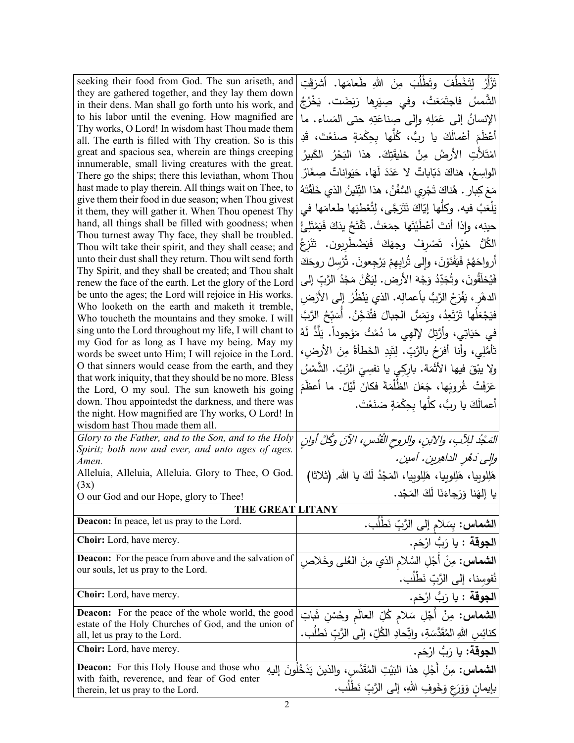| | |
|---|---|
| seeking their food from God. The sun ariseth, and they are gathered together, and they lay them down in their dens. Man shall go forth unto his work, and to his labor until the evening. How magnified are Thy works, O Lord! In wisdom hast Thou made them all. The earth is filled with Thy creation. So is this great and spacious sea, wherein are things creeping innumerable, small living creatures with the great. There go the ships; there this leviathan, whom Thou hast made to play therein. All things wait on Thee, to give them their food in due season; when Thou givest it them, they will gather it. When Thou openest Thy hand, all things shall be filled with goodness; when Thou turnest away Thy face, they shall be troubled. Thou wilt take their spirit, and they shall cease; and unto their dust shall they return. Thou wilt send forth Thy Spirit, and they shall be created; and Thou shalt renew the face of the earth. Let the glory of the Lord be unto the ages; the Lord will rejoice in His works. Who looketh on the earth and maketh it tremble, Who toucheth the mountains and they smoke. I will sing unto the Lord throughout my life, I will chant to my God for as long as I have my being. May my words be sweet unto Him; I will rejoice in the Lord. O that sinners would cease from the earth, and they that work iniquity, that they should be no more. Bless the Lord, O my soul. The sun knoweth his going down. Thou appointedst the darkness, and there was the night. How magnified are Thy works, O Lord! In wisdom hast Thou made them all. | تَزْأَرُ لِتَخْطُفَ وتَطْلُبَ مِنَ اللهِ طَعامَها. أشرَقَتِ الشَّمسُ فاجتَمَعَتْ، وفي صِيَرِها رَبَضَت. يَخْرُجُ الإنسانُ إلى عَمَلِهِ وإلى صِناعَتِهِ حتى المَساء. ما أَعْظَمَ أعْمالَكَ يا ربُّ، كُلَّها بِحِكْمَةٍ صنَعْتَ، قَدِ امْتَلأَتِ الأرضُ مِنْ خليقَتِكَ. هذا البَحْرُ الكَبيرُ الواسِعُ، هناكَ دَبّاباتٌ لا عَدَدَ لَهَا، حَيَواناتٌ صِغَارٌ مَعَ كِبار. هُناكَ تَجْرِي السُّفُنُ، هذا التِّنّينُ الذي خَلَقْتَهُ يَلْعَبُ فيه. وكلُّها إيّاكَ تَتَرَجَّى، لِتُعْطِيَها طعامَها في حينِه، وإذا أنتَ أعْطَيْتَها جمَعَتْ. تَفْتَحُ يدَكَ فَيَمْتَلِئُ الكُلُّ خيْراً، تَصْرِفُ وجهَكَ فَيَضْطَرِبون. تَنْزِعُ أرواحَهُمْ فَيَفْنَوْنَ، وإلى تُرابِهِمْ يَرْجِعونَ. تُرْسِلُ روحَكَ فَيُخلَقُونَ، وتُجَدِّدُ وَجْهَ الأرض. لِيَكُنْ مَجْدُ الرَّبِّ إلى الدهْرِ، يَفْرَحُ الرَّبُّ بأعمالِه. الذي يَنْظُرُ إلى الأرْضِ فيَجْعَلُها تَرْتَعِدُ، ويَمَسُّ الجبالَ فتُدَخِّنُ. أُسَبِّحُ الرَّبَّ في حَيَاتِي، وأَرَّتِلُ لإلهِي ما دُمْتُ مَوْجوداً. يَلَذُّ لَهُ تَأَمُّلِي، وأنا أفرَحُ بالرَّبِّ. لِتَبِدِ الخَطأةُ مِنَ الأرضِ، ولا يبْقَ فيها الأَثَمَة. بارِكِي يا نفسِيَ الرَّبّ. الشَّمْسُ عَرَفَتْ غُروبَها، جَعَلَ الظُلْمَةَ فكانَ لَيْلٌ. ما أعظَمَ أعمالَكَ يا ربُّ، كلَّها بِحِكْمَةٍ صَنَعْتَ. |
| *Glory to the Father, and to the Son, and to the Holy Spirit; both now and ever, and unto ages of ages. Amen.* Alleluia, Alleluia, Alleluia. Glory to Thee, O God. (3x) O our God and our Hope, glory to Thee! | *المَجْدُ لِلآبِ، والابنِ، والروحِ القُدُسِ، الآنَ وكُلَّ أوانٍ وإلى دَهْرِ الداهِرين. آمين.* هَلِلوييا، هَلِلوييا، هَلِلوييا، المَجْدُ لَكَ يا الله. (ثلاثا) يا إلهَنا وَرَجاءَنَا لَكَ المَجْد. |

**THE GREAT LITANY**

| | |
|---|---|
| **Deacon:** In peace, let us pray to the Lord. | **الشماس:** بِسَلامٍ إلى الرَّبِّ نَطْلُب. |
| **Choir:** Lord, have mercy. | **الجوقة :** يا رَبُّ ارْحَم. |
| **Deacon:** For the peace from above and the salvation of our souls, let us pray to the Lord. | **الشماس:** مِنْ أَجْلِ السَّلامِ الذي مِنَ العُلى وخَلاصِ نُفوسِنا، إلى الرَّبِّ نَطْلُب. |
| **Choir:** Lord, have mercy. | **الجوقة :** يا رَبُّ ارْحَم. |
| **Deacon:** For the peace of the whole world, the good estate of the Holy Churches of God, and the union of all, let us pray to the Lord. | **الشماس:** مِنْ أَجْلِ سَلامِ كُلِّ العالَمِ وحُسْنِ ثَباتِ كنائِسِ اللهِ المُقَدَّسَةِ، واتِّحادِ الكُلِّ، إلى الرَّبِّ نَطلُب. |
| **Choir:** Lord, have mercy. | **الجوقة:** يا رَبُّ ارْحَم. |
| **Deacon:** For this Holy House and those who with faith, reverence, and fear of God enter therein, let us pray to the Lord. | **الشماس:** مِنْ أَجْلِ هذا البَيْتِ المُقَدَّسِ، والذينَ يَدْخُلُونَ إليهِ بإيمانٍ وَوَرَعٍ وَخَوفِ اللهِ، إلى الرَّبِّ نَطْلُب. |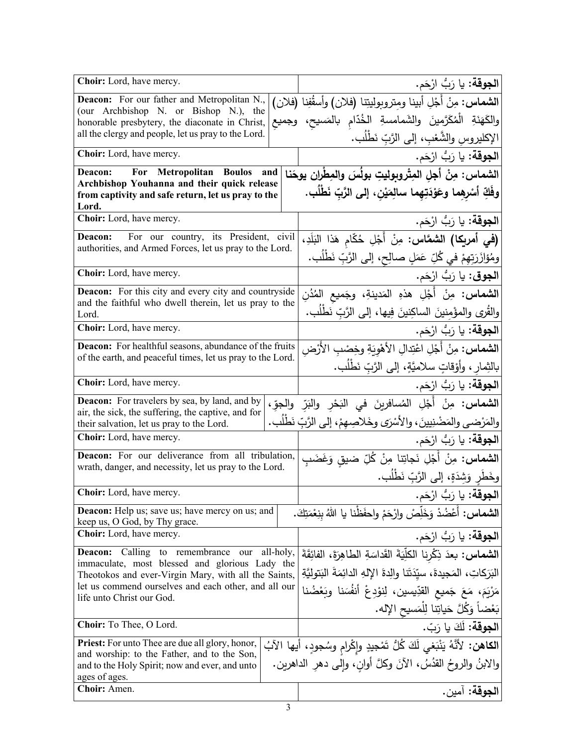| | |
|---|---|
| **Choir:** Lord, have mercy. | **الجوقة:** يا رَبُّ ارْحَم. |
| **Deacon:** For our father and Metropolitan N., (our Archbishop N. or Bishop N.), the honorable presbytery, the diaconate in Christ, all the clergy and people, let us pray to the Lord. | **الشماس:** مِنْ أَجْلِ أبينا ومتروبوليتِنا (فلان) وأسقُفِنا (فلان) والكَهَنَةِ الْمُكَرَّمينَ والشَمامسةِ الخُدّامِ بالمَسيحِ، وجميعِ الإكليروسِ والشَّعْبِ، إلى الرَّبِّ نَطْلُب. |
| **Choir:** Lord, have mercy. | **الجوقة:** يا رَبُّ ارْحَم. |
| **Deacon: For Metropolitan Boulos and Archbishop Youhanna and their quick release from captivity and safe return, let us pray to the Lord.** | **الشماس: مِنْ أجلِ المِتْروبوليتِ بولُسَ والمِطْرانِ يوحَنا وفَكِّ أسْرِهِما وعَوْدَتِهِما سالِمَيْنِ، إلى الرَّبِّ نَطْلُب.** |
| **Choir:** Lord, have mercy. | **الجوقة:** يا رَبُّ ارْحَم. |
| **Deacon:** For our country, its President, civil authorities, and Armed Forces, let us pray to the Lord. | **(في أمريكا) الشمَّاس:** مِنْ أَجْلِ حُكّامِ هَذا البَلَدِ، ومُؤازَرَتِهِمْ في كُلِّ عَمَلٍ صالِحٍ، إلى الرَّبِّ نَطْلُب. |
| **Choir:** Lord, have mercy. | **الجوق:** يا رَبُّ ارْحَم. |
| **Deacon:** For this city and every city and countryside and the faithful who dwell therein, let us pray to the Lord. | **الشماس:** مِنْ أَجْلِ هذهِ المَدينةِ، وجَميعِ المُدُنِ والقُرى والمؤْمِنينَ الساكِنينَ فِيها، إلى الرَّبِّ نَطْلُب. |
| **Choir:** Lord, have mercy. | **الجوقة:** يا رَبُّ ارْحَم. |
| **Deacon:** For healthful seasons, abundance of the fruits of the earth, and peaceful times, let us pray to the Lord. | **الشماس:** مِنْ أَجْلِ اعْتِدالِ الأَهْوِيَةِ وخِصْبِ الأَرْضِ بالثِمارِ، وأَوْقاتٍ سلاميَّةٍ، إلى الرَّبِّ نَطْلُب. |
| **Choir:** Lord, have mercy. | **الجوقة:** يا رَبُّ ارْحَم. |
| **Deacon:** For travelers by sea, by land, and by air, the sick, the suffering, the captive, and for their salvation, let us pray to the Lord. | **الشماس:** مِنْ أَجْلِ المُسافرينَ في البَحْرِ والبَرِّ والجوِّ، والمَرْضى والمَضْنِيينَ، والأَسْرَى وخَلاصِهِمْ، إلى الرَّبِّ نَطْلُب. |
| **Choir:** Lord, have mercy. | **الجوقة:** يا رَبُّ ارْحَم. |
| **Deacon:** For our deliverance from all tribulation, wrath, danger, and necessity, let us pray to the Lord. | **الشماس:** مِنْ أَجْلِ نَجاتِنا مِنْ كُلِّ ضيقٍ وَغَضَبٍ وخَطَرٍ وَشِدَةٍ، إلى الرَّبِّ نَطْلُب. |
| **Choir:** Lord, have mercy. | **الجوقة:** يا رَبُّ ارْحَم. |
| **Deacon:** Help us; save us; have mercy on us; and keep us, O God, by Thy grace. | **الشماس:** أَعْضُدْ وَخَلِّصْ وارْحَمْ واحفَظْنا يا اللهُ بِنِعْمَتِكَ. |
| **Choir:** Lord, have mercy. | **الجوقة:** يا رَبُّ ارْحَم. |
| **Deacon:** Calling to remembrance our all-holy, immaculate, most blessed and glorious Lady the Theotokos and ever-Virgin Mary, with all the Saints, let us commend ourselves and each other, and all our life unto Christ our God. | **الشماس:** بعدَ ذِكْرِنا الكلّيَةَ القَداسَةِ الطاهِرَةَ، الفائِقَةَ البَرَكاتِ، المَجيدةَ، سيِّدَتَنا والِدةَ الإلهِ الدائِمَةَ البَتوليَّةِ مَرْيَمَ، مَعَ جَميعِ القدِّيسين، لِنوْدِعْ أنفُسَنا وبَعْضُنا بَعْضاً وَكُلَّ حَياتِنا لِلْمَسيحِ الإله. |
| **Choir:** To Thee, O Lord. | **الجوقة:** لَكَ يا رَبّ. |
| **Priest:** For unto Thee are due all glory, honor, and worship: to the Father, and to the Son, and to the Holy Spirit; now and ever, and unto ages of ages. | **الكاهن:** لأَنَّهُ يَنْبَغي لَكَ كُلُّ تَمْجيدٍ وإِكْرامٍ وسُجودٍ، أيها الآبُ والابنُ والروحُ القدُسُ، الآنَ وكلَّ أوانٍ، وإلى دهرِ الداهرين. |
| **Choir:** Amen. | **الجوقة:** آمين. |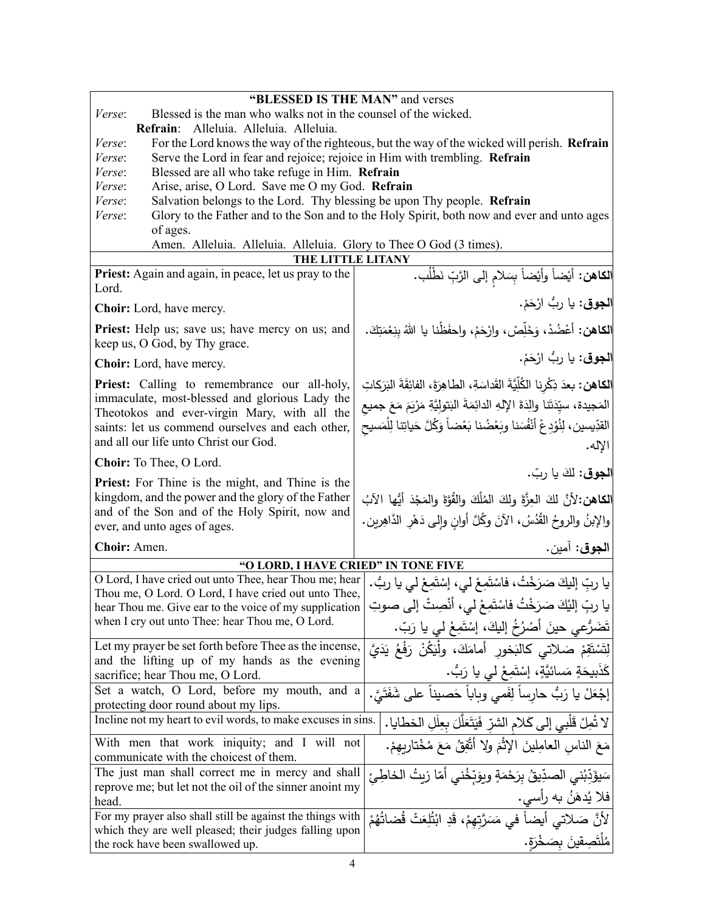## "BLESSED IS THE MAN" and verses

*Verse*: Blessed is the man who walks not in the counsel of the wicked.

**Refrain**: Alleluia. Alleluia. Alleluia.

*Verse*: For the Lord knows the way of the righteous, but the way of the wicked will perish. **Refrain**

*Verse*: Serve the Lord in fear and rejoice; rejoice in Him with trembling. **Refrain**

*Verse*: Blessed are all who take refuge in Him. **Refrain**

*Verse*: Arise, arise, O Lord. Save me O my God. **Refrain**

*Verse*: Salvation belongs to the Lord. Thy blessing be upon Thy people. **Refrain**

*Verse*: Glory to the Father and to the Son and to the Holy Spirit, both now and ever and unto ages of ages.

Amen. Alleluia. Alleluia. Alleluia. Glory to Thee O God (3 times).

## THE LITTLE LITANY

| | |
|---|---|
| **Priest:** Again and again, in peace, let us pray to the Lord. | **الكاهن:** أيْضاً وأيْضاً بِسَلامٍ إلى الرَّبِّ نَطْلُب. |
| **Choir:** Lord, have mercy. | **الجوق:** يا ربُّ ارْحَمْ. |
| **Priest:** Help us; save us; have mercy on us; and keep us, O God, by Thy grace. | **الكاهن:** أَعْضُدْ، وَخَلِّصْ، وارْحَمْ، واحفَظْنا يا اللهُ بِنِعْمَتِكَ. |
| **Choir:** Lord, have mercy. | **الجوق:** يا ربُّ ارْحَمْ. |
| **Priest:** Calling to remembrance our all-holy, immaculate, most-blessed and glorious Lady the Theotokos and ever-virgin Mary, with all the saints: let us commend ourselves and each other, and all our life unto Christ our God. | **الكاهن:** بعدَ ذِكْرِنا الكُلِّيَّةَ القَداسَةِ، الطاهِرَةَ، الفائِقَةَ البَرَكاتِ المَجيدة، سيِّدَتَنا والِدَةَ الإلهِ الدائِمَةَ البَتوليَّةِ مَرْيَمَ مَعَ جميعِ القدِّيسين، لِنُوْدِعْ أنْفُسَنا وبَعْضُنا بَعْضاً وَكُلَّ حَياتِنا لِلْمَسيحِ الإله. |
| **Choir:** To Thee, O Lord. | **الجوق:** لكَ يا ربّ. |
| **Priest:** For Thine is the might, and Thine is the kingdom, and the power and the glory of the Father and of the Son and of the Holy Spirit, now and ever, and unto ages of ages. | **الكاهن:** لأنَّ لكَ العِزَّةَ ولكَ المُلْكَ والقُوَّةَ والمَجْدَ أيُّها الآبُ والإبنُ والروحُ القُدُسُ، الآنَ وكُلَّ أوانٍ وإلى دَهْرِ الدَّاهِرين. |
| **Choir:** Amen. | **الجوق:** آمين. |

## "O LORD, I HAVE CRIED" IN TONE FIVE

| | |
|---|---|
| O Lord, I have cried out unto Thee, hear Thou me; hear Thou me, O Lord. O Lord, I have cried out unto Thee, hear Thou me. Give ear to the voice of my supplication when I cry out unto Thee: hear Thou me, O Lord. | يا ربِّ إليكَ صَرَخْتُ، فاسْتَمِعْ لي، إسْتَمِعْ لي يا ربُّ. يا ربِّ إليْكَ صَرَخْتُ فاسْتَمِعْ لي، أنْصِتْ إلى صوتِ تَضَرُّعي حينَ أَصْرُخُ إليكَ، إسْتَمِعْ لي يا رَبّ. |
| Let my prayer be set forth before Thee as the incense, and the lifting up of my hands as the evening sacrifice; hear Thou me, O Lord. | لِتَسْتَقِمْ صَلاتي كالبَخورِ أمامَكَ، ولْيَكُنْ رَفْعُ يَدَيَّ كَذَبيحَةٍ مَسائيَّةٍ، إسْتَمِعْ لي يا رَبُّ. |
| Set a watch, O Lord, before my mouth, and a protecting door round about my lips. | إجْعَلْ يا رَبُّ حارِساً لِفَمي وباباً حَصيناً على شَفَتَيَّ. |
| Incline not my heart to evil words, to make excuses in sins. | لا تُمِلْ قَلْبي إلى كَلامِ الشرِّ فَيَتَعَلَّلَ بِعِلَلِ الخطايا. |
| With men that work iniquity; and I will not communicate with the choicest of them. | مَعَ الناسِ العامِلينَ الإثْمَ ولا أتَّفِقُ مَعَ مُخْتاريهِمْ. |
| The just man shall correct me in mercy and shall reprove me; but let not the oil of the sinner anoint my head. | سَيؤَدِّبُني الصدِّيقُ بِرَحْمَةٍ ويوَبِّخُني أمّا زيتُ الخاطِئِ فلا يُدهَنُ به رأسي. |
| For my prayer also shall still be against the things with which they are well pleased; their judges falling upon the rock have been swallowed up. | لأنَّ صَلاتي أيضاً في مَسَرَّتِهِمْ، قَدِ ابْتُلِعَتْ قُضاتُهُمْ مُلْتَصِقينَ بِصَخْرَةٍ. |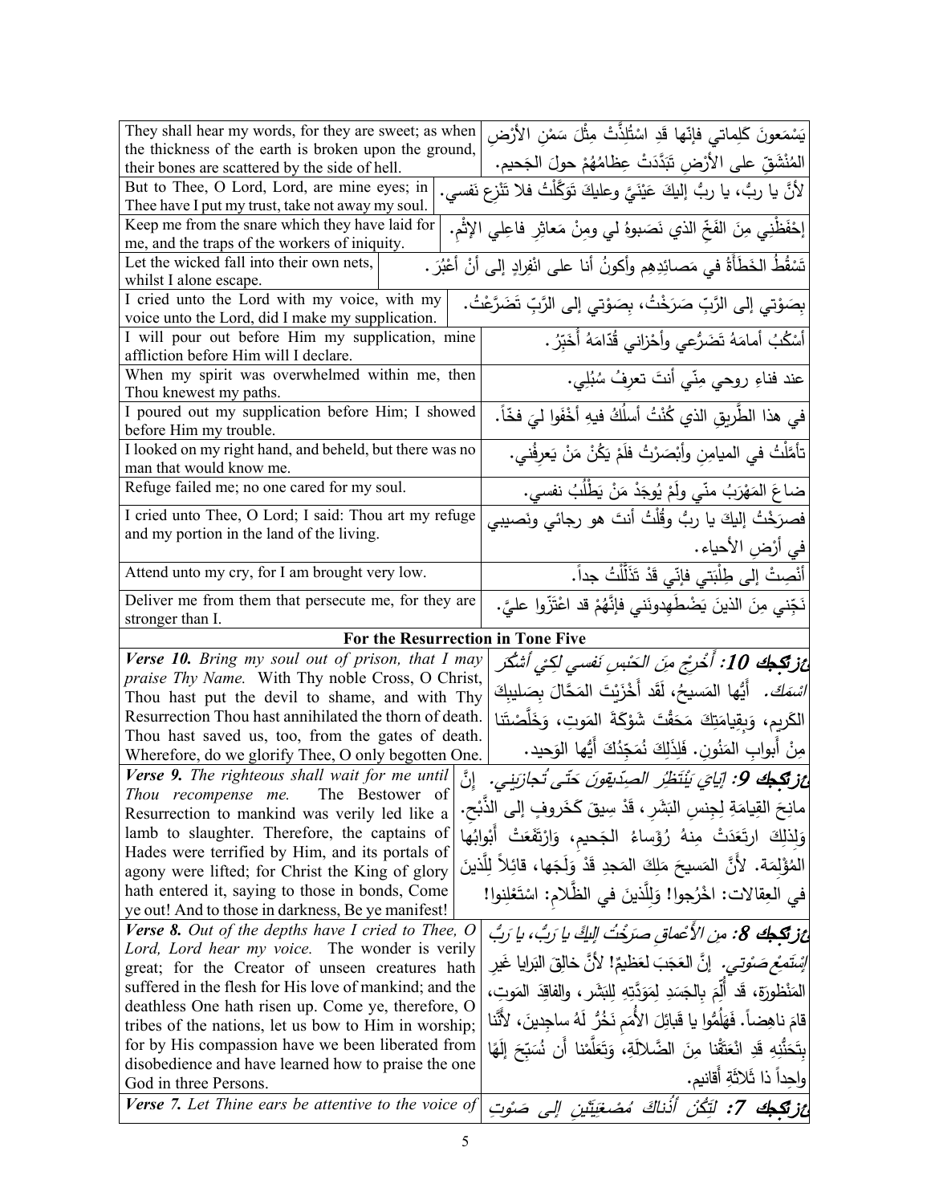| | |
|---|---|
| They shall hear my words, for they are sweet; as when the thickness of the earth is broken upon the ground, their bones are scattered by the side of hell. | يَسْمَعونَ كَلِماتي فإنّها قَدِ اسْتُلِذَّتْ مِثْلَ سَمْنِ الأرْضِ المُنْشَقِّ على الأرْضِ تَبَدَّدَتْ عِظامُهُمْ حولَ الجَحيم. |
| But to Thee, O Lord, Lord, are mine eyes; in Thee have I put my trust, take not away my soul. | لأنَّ يا ربُّ، يا ربُّ إليكَ عَيْنَيَّ وعليكَ تَوَكَّلْتُ فلا تَنْزِعِ نَفسي. |
| Keep me from the snare which they have laid for me, and the traps of the workers of iniquity. | إحْفَظْنِي مِنَ الفَخِّ الذي نَصَبوهُ لي ومِنْ مَعاثِرِ فاعِلِي الإثْم. |
| Let the wicked fall into their own nets, whilst I alone escape. | تَسْقُطُ الخَطَأةُ في مَصائِدِهِم وأكونُ أنا على انْفِرادٍ إلى أنْ أعْبُرَ. |
| I cried unto the Lord with my voice, with my voice unto the Lord, did I make my supplication. | بِصَوْتي إلى الرَّبِّ صَرَخْتُ، بِصَوْتي إلى الرَّبِّ تَضَرَّعْتُ. |
| I will pour out before Him my supplication, mine affliction before Him will I declare. | أسْكُبُ أمامَهُ تَضَرُّعي وأحْزاني قُدّامَهُ أُخَبِّرُ. |
| When my spirit was overwhelmed within me, then Thou knewest my paths. | عند فناءِ روحي مِنّي أنتَ تعرِفُ سُبُلِي. |
| I poured out my supplication before Him; I showed before Him my trouble. | في هذا الطَّريقِ الذي كُنْتُ أسلُكُ فيهِ أخْفَوا ليَ فخّاً. |
| I looked on my right hand, and beheld, but there was no man that would know me. | تأمَّلْتُ في الميامِنِ وأبْصَرْتُ فلَمْ يَكُنْ مَنْ يَعرِفُني. |
| Refuge failed me; no one cared for my soul. | ضاعَ المَهْرَبُ منّي ولَمْ يُوجَدْ مَنْ يَطْلُبُ نفسي. |
| I cried unto Thee, O Lord; I said: Thou art my refuge and my portion in the land of the living. | فصرَخْتُ إليكَ يا ربُّ وقُلْتُ أنتَ هو رجائي ونَصيبي في أرْضِ الأحياء. |
| Attend unto my cry, for I am brought very low. | أنْصِتْ إلى طِلْبَتي فإنّي قَدْ تَذَلَّلْتُ جداً. |
| Deliver me from them that persecute me, for they are stronger than I. | نَجِّني مِنَ الذينَ يَضْطَهِدونَني فإنَّهُمْ قد اعْتَزّوا عليَّ. |
| **For the Resurrection in Tone Five** | |
| ***Verse 10.*** *Bring my soul out of prison, that I may praise Thy Name.* With Thy noble Cross, O Christ, Thou hast put the devil to shame, and with Thy Resurrection Thou hast annihilated the thorn of death. Thou hast saved us, too, from the gates of death. Wherefore, do we glorify Thee, O only begotten One. | ***عزتكجك 10:*** *أَخْرِجْ مِنَ الحَبْسِ نَفسي لِكَيْ أَشكُرَ اسْمَكَ.* أيُّها المَسيحُ، لَقَد أخْزَيْتَ المَحّالَ بِصَليبِكَ الكَريم، وَبِقِيامَتِكَ مَحَقْتَ شَوْكَةَ المَوتِ، وَخَلَّصْتَنا مِنْ أَبوابِ المَنُونِ. فَلِذَلِكَ نُمَجِّدُكَ أيُّها الوَحيد. |
| ***Verse 9.*** *The righteous shall wait for me until Thou recompense me.* The Bestower of Resurrection to mankind was verily led like a lamb to slaughter. Therefore, the captains of Hades were terrified by Him, and its portals of agony were lifted; for Christ the King of glory hath entered it, saying to those in bonds, Come ye out! And to those in darkness, Be ye manifest! | ***عزتكجك 9:*** *إيّايَ يَنْتَظِرُ الصِدّيقونَ حَتّى تُجازيَني.* إنَّ مانِحَ القِيامَةِ لِجِنسِ البَشَرِ، قَدْ سِيقَ كَخَروفٍ إلى الذَّبْحِ. وَلِذلِكَ ارتَعَدَتْ مِنهُ رُؤَساءُ الجَحيمِ، وَارْتَفَعَتْ أَبْوابُها المُؤْلِمَة. لأنَّ المَسيحَ مَلِكَ المَجدِ قَدْ وَلَجَها، قائِلاً لِلَّذينَ في العِقالاتِ: اخْرُجوا! وَلِلَّذينَ في الظَّلامِ: اسْتَعْلِنوا! |
| ***Verse 8.*** *Out of the depths have I cried to Thee, O Lord, Lord hear my voice.* The wonder is verily great; for the Creator of unseen creatures hath suffered in the flesh for His love of mankind; and the deathless One hath risen up. Come ye, therefore, O tribes of the nations, let us bow to Him in worship; for by His compassion have we been liberated from disobedience and have learned how to praise the one God in three Persons. | ***عزتكجك 8:*** *مِنَ الأَعْماقِ صَرَخْتُ إليكَ يا رَبُّ، يا رَبُّ إسْتَمِعْ صَوْتي.* إنَّ العَجَبَ لعَظيمٌ! لأنَّ خالِقَ البَرايا غَيرِ المَنْظورَةِ، قَد أَلِمَ بِالجَسَدِ لِمَوَدَّتِهِ لِلبَشَرِ، والفاقِدَ المَوتِ، قامَ ناهِضاً. فَهَلُمُّوا يا قَبائِلَ الأُمَمِ نَخُرُّ لَهُ ساجِدينَ، لأنَّنا بِتَحَنُّنِهِ قَدِ انْعَتَقْنا مِنَ الضَّلالَةِ، وَتَعَلَّمْنا أَن نُسَبِّحَ إلَهًا واحِداً ذا ثَلاثَةِ أَقانيم. |
| ***Verse 7.*** *Let Thine ears be attentive to the voice of* | ***عزتكجك 7:*** *لِتَكُنْ أُذُناكَ مُصْغِيَتَيْنِ إلى صَوْتِ* |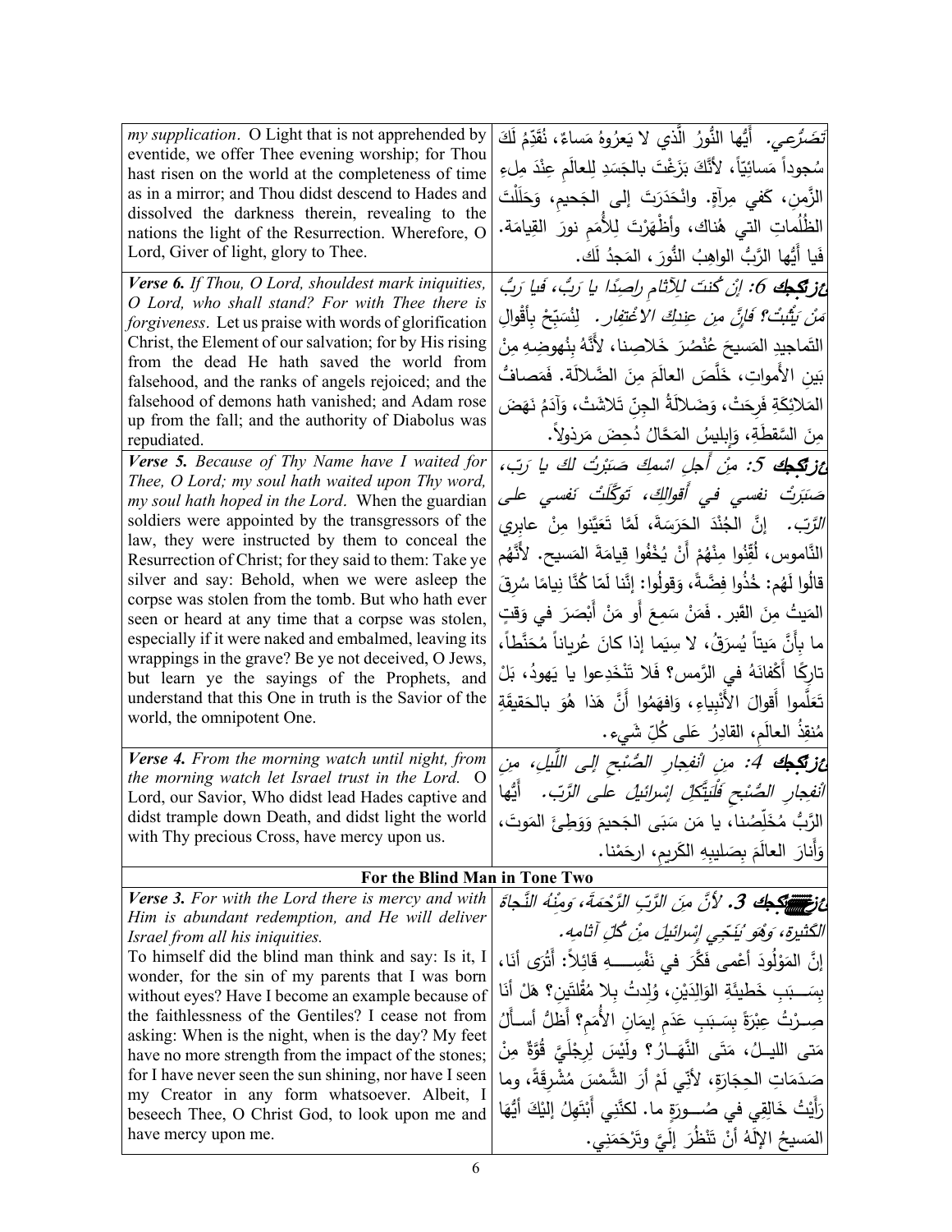| | |
|---|---|
| *my supplication*. O Light that is not apprehended by eventide, we offer Thee evening worship; for Thou hast risen on the world at the completeness of time as in a mirror; and Thou didst descend to Hades and dissolved the darkness therein, revealing to the nations the light of the Resurrection. Wherefore, O Lord, Giver of light, glory to Thee. | *تَضَرُّعِي*. أَيُّها النُّورُ الَّذي لا يَعْرُوهُ مَساءٌ، نُقَدِّمُ لَكَ سُجوداً مَسائِيّاً، لأَنَّكَ بَزَغْتَ بالجَسَدِ لِلعالَمِ عِنْدَ مِلءِ الزَّمنِ، كَفي مِرآةٍ. وانْحَدَرتَ إلى الجَحيمِ، وَحَلَلْتَ الظُّلُماتِ التي هُناك، وأَظْهَرْتَ لِلأُمَمِ نورَ القِيامَة. فَيا أَيُّها الرَّبُّ الواهِبُ النُّورَ، المَجدُ لَك. |
| ***Verse 6.*** *If Thou, O Lord, shouldest mark iniquities, O Lord, who shall stand? For with Thee there is forgiveness*. Let us praise with words of glorification Christ, the Element of our salvation; for by His rising from the dead He hath saved the world from falsehood, and the ranks of angels rejoiced; and the falsehood of demons hath vanished; and Adam rose up from the fall; and the authority of Diabolus was repudiated. | ***عزكجك 6:*** *إنْ كُنتَ لِلآثامِ راصِدًا يا رَبُّ، فَيا رَبُّ مَنْ يَثْبُتْ؟ فَإِنَّ مِن عِندِكَ الاغْتِفار*. لِنُسَبِّحْ بِأَقْوالِ التَماجيدِ المَسيحَ عُنْصُرَ خَلاصِنا، لأَنَّهُ بِنُهوضِهِ مِنْ بَينِ الأَمواتِ، خَلَّصَ العالَمَ مِنَ الضَّلالَة. فَمَصافُّ المَلائِكَةِ فَرِحَتْ، وَضَلالَةُ الجِنِّ تَلاشَتْ، وَآدَمُ نَهَضَ مِنَ السَّقطَةِ، وَإبليسُ المَحَّالُ دُحِضَ مَرذولاً. |
| ***Verse 5.*** *Because of Thy Name have I waited for Thee, O Lord; my soul hath waited upon Thy word, my soul hath hoped in the Lord*. When the guardian soldiers were appointed by the transgressors of the law, they were instructed by them to conceal the Resurrection of Christ; for they said to them: Take ye silver and say: Behold, when we were asleep the corpse was stolen from the tomb. But who hath ever seen or heard at any time that a corpse was stolen, especially if it were naked and embalmed, leaving its wrappings in the grave? Be ye not deceived, O Jews, but learn ye the sayings of the Prophets, and understand that this One in truth is the Savior of the world, the omnipotent One. | ***عزكجك 5:*** *مِنْ أَجلِ اسْمِكَ صَبَرْتُ لكَ يا رَبّ، صَبَرَتْ نَفسي في أَقوالِكَ، تَوَكَّلَتْ نَفسي على الرَّبّ*. إنَّ الجُنْدَ الحَرَسَةَ، لَمَّا تَعَيَّنوا مِنْ عابِري النَّاموس، لُقِّنُوا مِنْهُمْ أَنْ يُخْفُوا قِيامَةَ المَسيح. لأَنَّهُم قالُوا لَهُم: خُذُوا فِضَّةً، وَقولُوا: إنَّنا لَمّا كُنَّا نِيامًا سُرِقَ المَيتُ مِنَ القَبر. فَمَنْ سَمِعَ أَو مَنْ أَبْصَرَ في وَقتٍ ما بِأَنَّ مَيتاً يُسرَقُ، لا سِيَما إذا كانَ عُرياناً مُحَنَّطاً، تارِكًا أَكْفانَهُ في الرَّمس؟ فَلا تَنْخَدِعوا يا يَهودُ، بَلْ تَعَلَّموا أَقوالَ الأَنْبِياءِ، وَافهَمُوا أَنَّ هَذا هُوَ بالحَقيقَةِ مُنقِذُ العالَمِ، القادِرُ عَلى كُلِّ شَيء. |
| ***Verse 4.*** *From the morning watch until night, from the morning watch let Israel trust in the Lord.* O Lord, our Savior, Who didst lead Hades captive and didst trample down Death, and didst light the world with Thy precious Cross, have mercy upon us. | ***عزكجك 4:*** *مِن انْفِجارِ الصُّبْحِ إلى اللَّيلِ، مِن انْفِجارِ الصُّبحِ فَلْيَتَّكِلْ إسْرائيلُ على الرَّبّ*. أَيُّها الرَّبُّ مُخَلِّصُنا، يا مَن سَبَى الجَحيمَ وَوَطِئَ المَوتَ، وَأَنارَ العالَمَ بِصَليبِهِ الكَريم، ارحَمْنا. |
| **For the Blind Man in Tone Two** | |
| ***Verse 3.*** *For with the Lord there is mercy and with Him is abundant redemption, and He will deliver Israel from all his iniquities.*<br>To himself did the blind man think and say: Is it, I wonder, for the sin of my parents that I was born without eyes? Have I become an example because of the faithlessness of the Gentiles? I cease not from asking: When is the night, when is the day? My feet have no more strength from the impact of the stones; for I have never seen the sun shining, nor have I seen my Creator in any form whatsoever. Albeit, I beseech Thee, O Christ God, to look upon me and have mercy upon me. | ***عزكجك 3.*** *لأَنَّ مِنَ الرَّبِّ الرَّحْمَةَ، وَمِنْهُ النَّجاةَ الكَثيرةِ، وَهُوَ يُنَجّي إِسْرائيلَ مِنْ كُلِّ آثامِه.*<br>إنَّ المَوْلُودَ أَعْمى فَكَّرَ في نَفْسِـــهِ قَائِلاً: أَتُرى أَنَا، بِسَــبَبِ خَطيئَةِ الوَالِدَيْنِ، وُلِدتُ بِلا مُقْلَتَينِ؟ هَلْ أَنَا صِـرْتُ عِبْرَةً بِسَـبَبِ عَدَمِ إيمَانِ الأُمَمِ؟ أَظَلُّ أَسـأَلُ مَتى الليـلُ، مَتَى النَّهَـارُ؟ ولَيْسَ لِرِجْلَيَّ قُوَّةٌ مِنْ صَدَمَاتِ الحِجَارَةِ، لأَنِّي لَمْ أَرَ الشَّمْسَ مُشْرِقَةً، وما رَأَيْتُ خَالِقِي في صُـــورَةٍ ما. لكنَّني أَبْتَهِلُ إِلَيْكَ أَيُّها المَسيحُ الإلَهُ أَنْ تَنْظُرَ إِلَيَّ وتَرْحَمَنِي. |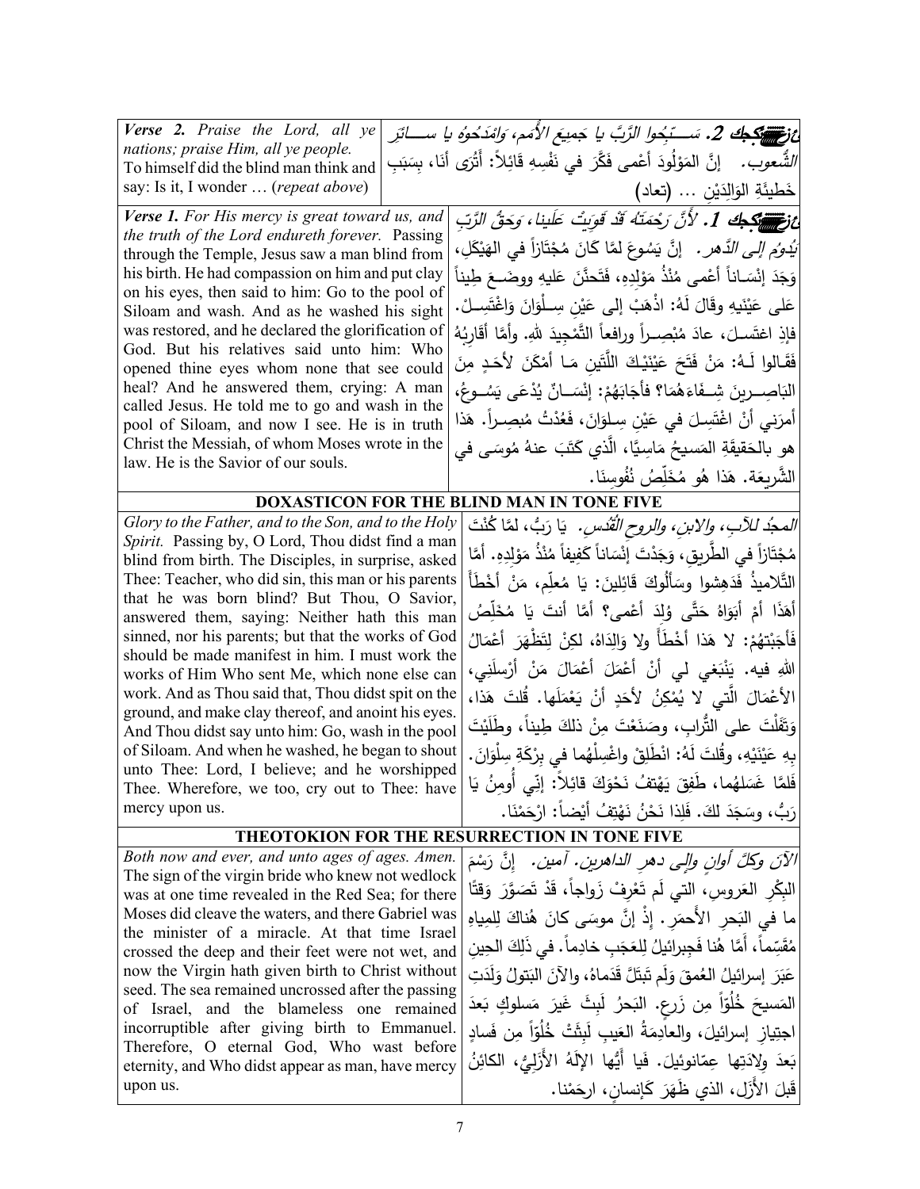| | |
|---|---|
| ***Verse 2.*** *Praise the Lord, all ye nations; praise Him, all ye people.* To himself did the blind man think and say: Is it, I wonder … (*repeat above*) | ***عِزّ 2.*** *سَبِّحُوا الرَّبَّ يا جَميعَ الأُمَمِ، وَامْدَحُوهُ يا سائِرَ الشُّعوب.* إنَّ المَوْلُودَ أعْمى فَكَّرَ في نَفْسِهِ قائِلاً: أَتُرَى أنَا، بِسَبَبِ خَطيئَةِ الوَالِدَيْن ... (تعاد) |
| ***Verse 1.*** *For His mercy is great toward us, and the truth of the Lord endureth forever.* Passing through the Temple, Jesus saw a man blind from his birth. He had compassion on him and put clay on his eyes, then said to him: Go to the pool of Siloam and wash. And as he washed his sight was restored, and he declared the glorification of God. But his relatives said unto him: Who opened thine eyes whom none that see could heal? And he answered them, crying: A man called Jesus. He told me to go and wash in the pool of Siloam, and now I see. He is in truth Christ the Messiah, of whom Moses wrote in the law. He is the Savior of our souls. | ***عِزّ 1.*** *لأَنَّ رَحْمَتَهُ قَدْ قَوِيَتْ عَلَينا، وَحَقُّ الرَّبِّ يَدُومُ إلى الدَّهر.* إنَّ يَسُوعَ لمَّا كَانَ مُجْتَازاً في الهَيْكَلِ، وَجَدَ إنْسَاناً أعْمى مُنْذُ مَوْلِدِهِ، فَتَحنَّنَ عَليهِ ووضَعَ طِيناً على عَيْنَيهِ وقَالَ لَهُ: اذْهَبْ إلى عَيْنِ سِلْوَانَ وَاغْتَسِلْ. فإذِ اغتَسَلَ، عادَ مُبْصِراً ورافِعاً التَّمْجِيدَ للهِ. وأمَّا أقَارِبُهُ فَقَالوا لَهُ: مَنْ فَتَحَ عَيْنَيْكَ اللَّتَينِ مَا أمْكَنَ لأحَدٍ مِنَ البَاصِرينَ شِفَاءَهُمَا؟ فأجَابَهُمْ: إنْسَانٌ يُدْعَى يَسُوعُ، أمرَني أنْ اغْتَسِلَ في عَيْنِ سِلوَانَ، فَعُدْتُ مُبصِراً. هَذا هو بالحَقيقَةِ المَسيحُ مَاسِيَّا، الَّذي كَتَبَ عنهُ مُوسَى في الشَّريعَة. هَذا هُو مُخَلِّصُ نُفُوسِنَا. |

**DOXASTICON FOR THE BLIND MAN IN TONE FIVE**

| | |
|---|---|
| *Glory to the Father, and to the Son, and to the Holy Spirit.* Passing by, O Lord, Thou didst find a man blind from birth. The Disciples, in surprise, asked Thee: Teacher, who did sin, this man or his parents that he was born blind? But Thou, O Savior, answered them, saying: Neither hath this man sinned, nor his parents; but that the works of God should be made manifest in him. I must work the works of Him Who sent Me, which none else can work. And as Thou said that, Thou didst spit on the ground, and make clay thereof, and anoint his eyes. And Thou didst say unto him: Go, wash in the pool of Siloam. And when he washed, he began to shout unto Thee: Lord, I believe; and he worshipped Thee. Wherefore, we too, cry out to Thee: have mercy upon us. | *المجدُ للآبِ، والابنِ، والروحِ القُدُس.* يَا رَبُّ، لمَّا كُنْتَ مُجْتَازاً في الطَّرِيقِ، وَجَدْتَ إنْسَاناً كَفِيفاً مُنْذُ مَوْلِدِهِ. أمَّا التَّلاميذُ فَدَهِشوا وسَأَلُوكَ قَائِلينَ: يَا مُعلِّم، مَنْ أخْطأَ أهَذَا أمْ أبَوَاهُ حَتَّى وُلِدَ أعْمى؟ أمَّا أنتَ يَا مُخَلِّصُ فأَجَبْتَهُمْ: لا هَذا أخْطَأَ ولا وَالِدَاهُ، لكِنْ لِتَظْهَرَ أعْمَالُ اللهِ فيه. يَنْبَغي لي أنْ أعْمَلَ أعْمَالَ مَنْ أرْسلَني، الأعْمَالَ الَّتي لا يُمْكِنُ لأحَدٍ أنْ يَعْمَلَها. قُلتَ هَذا، وَتَفَلْتَ على التُّرابِ، وصَنَعْتَ مِنْ ذلكَ طِيناً، وطَلَيْتَ بِهِ عَيْنَيْهِ، وقُلتَ لَهُ: انْطَلِقْ واغْسِلْهُما في بِرْكَةِ سِلْوَانَ. فَلمَّا غَسَلَهُما، طَفِقَ يَهْتِفُ نَحْوَكَ قائِلاً: إنّي أُومِنُ يَا رَبُّ، وسَجَدَ لكَ. فَلِذا نَحْنُ نَهْتِفُ أيْضاً: ارْحَمْنَا. |

**THEOTOKION FOR THE RESURRECTION IN TONE FIVE**

| | |
|---|---|
| *Both now and ever, and unto ages of ages. Amen.* The sign of the virgin bride who knew not wedlock was at one time revealed in the Red Sea; for there Moses did cleave the waters, and there Gabriel was the minister of a miracle. At that time Israel crossed the deep and their feet were not wet, and now the Virgin hath given birth to Christ without seed. The sea remained uncrossed after the passing of Israel, and the blameless one remained incorruptible after giving birth to Emmanuel. Therefore, O eternal God, Who wast before eternity, and Who didst appear as man, have mercy upon us. | *الآنَ وكلَّ أوانٍ وإلى دهرِ الداهرين. آمين.* إنَّ رَسْمَ البِكْرِ العَروسِ، التي لَم تَعْرِفْ زَواجاً، قَدْ تَصَوَّرَ وَقتًّا ما في البَحرِ الأحمَرِ. إذْ إنَّ موسَى كانَ هُناكَ لِلمِياهِ مُقَسِّماً، أمَّا هُنا فَجِبرائيلُ لِلعَجَبِ خادِماً. في ذَلِكَ الحِينِ عَبَرَ إسرائيلُ العُمقَ وَلَم تَبتَلَّ قَدَماهُ، والآنَ البَتولُ وَلَدَتِ المَسيحَ خُلُوّاً مِن زَرعٍ. البَحرُ لَبِثَ غَيرَ مَسلوكٍ بَعدَ اجتِيازِ إسرائيلَ، والعادِمَةُ العَيبِ لَبِثَتْ خُلُوّاً مِن فَسادٍ بَعدَ وِلادَتِها عِمّانوئيلَ. فَيا أيُّها الإلَهُ الأزَليُّ، الكائِنُ قَبلَ الأزَلِ، الذي ظَهَرَ كَإنسانٍ، ارحَمْنا. |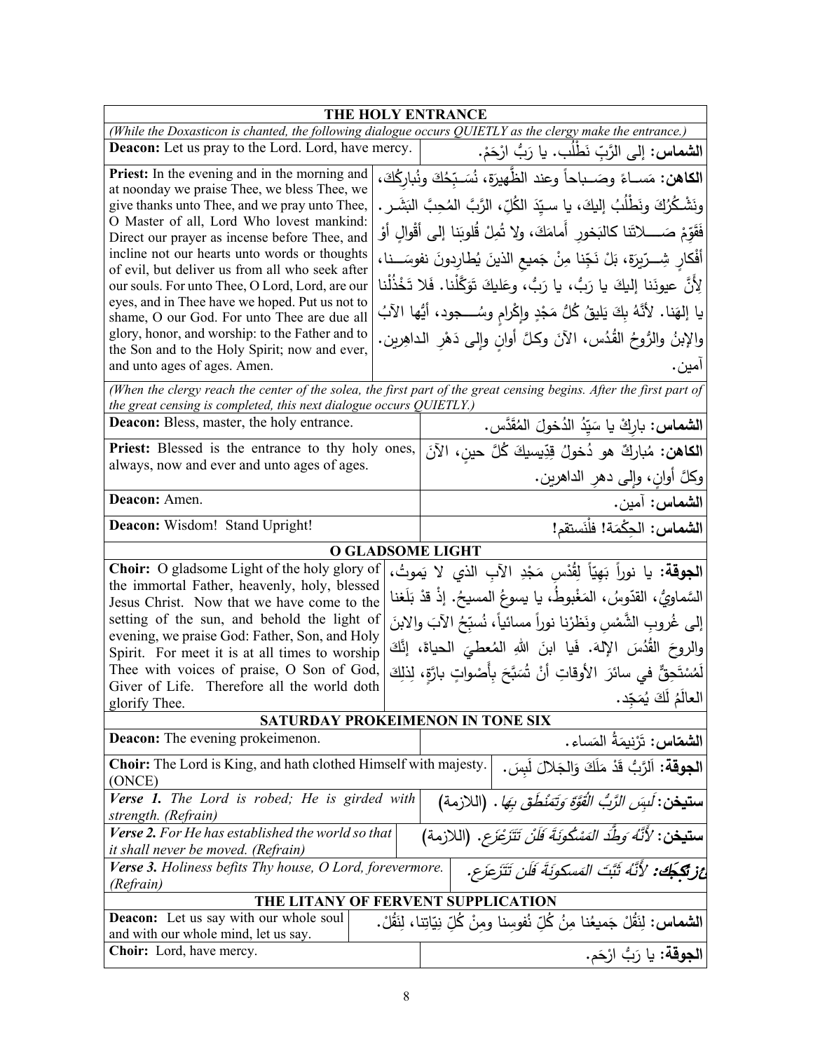## THE HOLY ENTRANCE

*(While the Doxasticon is chanted, the following dialogue occurs QUIETLY as the clergy make the entrance.)*

| English | Arabic |
|---|---|
| **Deacon:** Let us pray to the Lord. Lord, have mercy. | **الشماس:** إلى الرَّبِّ نَطْلُب. يا رَبُّ ارْحَمْ. |
| **Priest:** In the evening and in the morning and at noonday we praise Thee, we bless Thee, we give thanks unto Thee, and we pray unto Thee, O Master of all, Lord Who lovest mankind: Direct our prayer as incense before Thee, and incline not our hearts unto words or thoughts of evil, but deliver us from all who seek after our souls. For unto Thee, O Lord, Lord, are our eyes, and in Thee have we hoped. Put us not to shame, O our God. For unto Thee are due all glory, honor, and worship: to the Father and to the Son and to the Holy Spirit; now and ever, and unto ages of ages. Amen. | **الكاهن:** مَســاءً وصَــباحاً وعند الظَّهيرَةِ، نُسَـبِّحُكَ ونُبارِكُكَ، ونَشْـكُرُكَ ونَطْلُبُ إليكَ، يا سـيِّدَ الكُلِّ، الرَّبَّ المُحِبَّ البَشَـر. فَقَوِّمْ صَـــلاتَنا كالبَخورِ أَمامَكَ، ولا تُمِلْ قُلوبَنا إلى أقْوالٍ أوْ أفْكارٍ شِـــرِّيرَة، بَلْ نَجِّنا مِنْ جَميعِ الذينَ يُطارِدونَ نفوسَـــنا، لِأَنَّ عيونَنا إليكَ يا رَبُّ، يا رَبُّ، وعَليكَ تَوَكَّلْنا. فَلا تَخْذُلْنا يا إلهَنا. لأنَّهُ بِكَ يَليقُ كُلُّ مَجْدٍ وإكْرامٍ وسُـــجود، أيُّها الآبُ والإبنُ والرُّوحُ القُدُس، الآنَ وكلَّ أوانٍ وإلى دَهْرِ الداهِرين. آمين. |

*(When the clergy reach the center of the solea, the first part of the great censing begins. After the first part of the great censing is completed, this next dialogue occurs QUIETLY.)*

| English | Arabic |
|---|---|
| **Deacon:** Bless, master, the holy entrance. | **الشماس:** بارِكْ يا سَيِّدُ الدُخولَ المُقَدَّس. |
| **Priest:** Blessed is the entrance to thy holy ones, always, now and ever and unto ages of ages. | **الكاهن:** مُبارَكٌ هو دُخولُ قِدِّيسيكَ كُلَّ حينٍ، الآنَ وكلَّ أوانٍ، وإلى دهرِ الداهرين. |
| **Deacon:** Amen. | **الشماس:** آمين. |
| **Deacon:** Wisdom! Stand Upright! | **الشماس:** الحِكْمَة! فلْنَستقم! |

## O GLADSOME LIGHT

| English | Arabic |
|---|---|
| **Choir:** O gladsome Light of the holy glory of the immortal Father, heavenly, holy, blessed Jesus Christ. Now that we have come to the setting of the sun, and behold the light of evening, we praise God: Father, Son, and Holy Spirit. For meet it is at all times to worship Thee with voices of praise, O Son of God, Giver of Life. Therefore all the world doth glorify Thee. | **الجوقة:** يا نوراً بَهِيّاً لِقُدْسِ مَجْدِ الآبِ الذي لا يَموتُ، السَّماوِيُّ، القدّوسُ، المَغْبوطُ، يا يسوعُ المسيحُ. إذْ قدْ بَلَغنا إلى غُروبِ الشَّمْسِ ونَظَرْنا نوراً مسائياً، نُسبِّحُ الآبَ والابنَ والروحَ القُدُسَ الإلهَ. فَيا ابنَ اللهِ المُعطِيَ الحياةَ، إنَّكَ لَمُسْتَحِقٌّ في سائرَ الأوقاتِ أنْ تُسَبَّحَ بِأَصْواتٍ بارَّةٍ، لِذلِكَ العالَمُ لَكَ يُمَجِّد. |

## SATURDAY PROKEIMENON IN TONE SIX

| English | Arabic |
|---|---|
| **Deacon:** The evening prokeimenon. | **الشمّاس:** تَرْنيمَةُ المَساء. |
| **Choir:** The Lord is King, and hath clothed Himself with majesty. (ONCE) | **الجوقة:** اَلرَّبُّ قَدْ مَلَكَ وَالجَلالَ لَبِسَ. |
| ***Verse 1.*** *The Lord is robed; He is girded with strength. (Refrain)* | **ستيخن:** *لَبِسَ الرَّبُّ الْقُوَّةَ وَتَمَنْطَقَ بِهَا.* (اللازمة) |
| ***Verse 2.*** *For He has established the world so that it shall never be moved. (Refrain)* | **ستيخن:** *لأَنَّهُ وَطَّدَ المَسْكُونَةَ فَلَنْ تَتَزَعْزَع.* (اللازمة) |
| ***Verse 3.*** *Holiness befits Thy house, O Lord, forevermore. (Refrain)* | ***عزتكجك:*** *لأَنَّهُ ثَبَّتَ المَسكونَةَ فَلَن تَتَزعزَع.* |

## THE LITANY OF FERVENT SUPPLICATION

| English | Arabic |
|---|---|
| **Deacon:** Let us say with our whole soul and with our whole mind, let us say. | **الشماس:** لِنَقُلْ جَميعُنا مِنْ كُلِّ نُفوسِنا ومِنْ كُلِّ نِيّاتِنا، لِنَقُلْ. |
| **Choir:** Lord, have mercy. | **الجوقة:** يا رَبُّ ارْحَم. |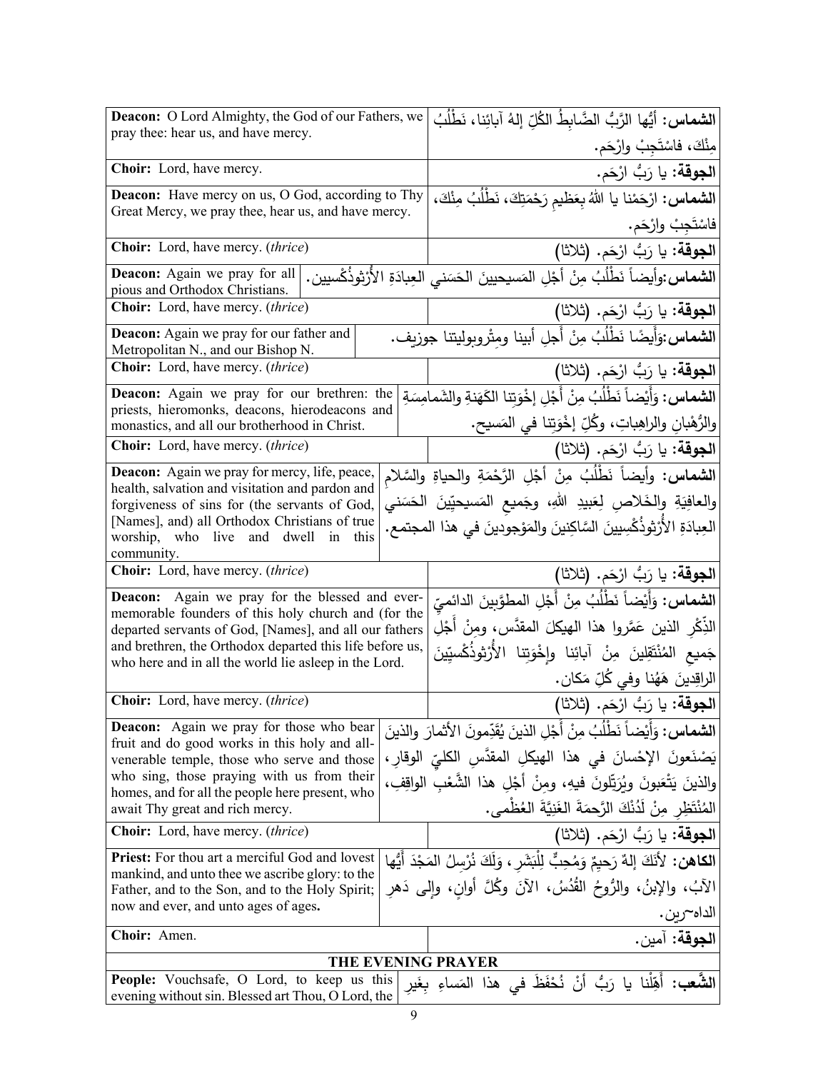| English | Arabic |
|---|---|
| **Deacon:** O Lord Almighty, the God of our Fathers, we pray thee: hear us, and have mercy. | **الشماس:** أيُّها الرَّبُّ الضَّابِطُ الكُلِّ إلهُ آبائِنا، نَطْلُبُ مِنْكَ، فاسْتَجِبْ وارْحَم. |
| **Choir:** Lord, have mercy. | **الجوقة:** يا رَبُّ ارْحَم. |
| **Deacon:** Have mercy on us, O God, according to Thy Great Mercy, we pray thee, hear us, and have mercy. | **الشماس:** ارْحَمْنا يا اللهُ بِعَظِيمِ رَحْمَتِكَ، نَطْلُبُ مِنْكَ، فاسْتَجِبْ وارْحَم. |
| **Choir:** Lord, have mercy. (*thrice*) | **الجوقة:** يا رَبُّ ارْحَم. (ثلاثا) |
| **Deacon:** Again we pray for all pious and Orthodox Christians. | **الشماس:**وأيضاً نَطْلُبُ مِنْ أجْلِ المَسيحيينَ الحَسَني العِبادَةِ الأُرْثوذُكْسيين. |
| **Choir:** Lord, have mercy. (*thrice*) | **الجوقة:** يا رَبُّ ارْحَم. (ثلاثا) |
| **Deacon:** Again we pray for our father and Metropolitan N., and our Bishop N. | **الشماس:**وَأَيضًا نَطْلُبُ مِنْ أَجلِ أبينا ومِتْروبوليتنا جوزيف. |
| **Choir:** Lord, have mercy. (*thrice*) | **الجوقة:** يا رَبُّ ارْحَم. (ثلاثا) |
| **Deacon:** Again we pray for our brethren: the priests, hieromonks, deacons, hierodeacons and monastics, and all our brotherhood in Christ. | **الشماس:** وَأَيْضاً نَطْلُبُ مِنْ أَجْلِ إخْوَتِنا الكَهَنةِ والشَمامِسَةِ والرُّهْبانِ والراهِباتِ، وكُلِّ إخْوَتِنا في المَسيح. |
| **Choir:** Lord, have mercy. (*thrice*) | **الجوقة:** يا رَبُّ ارْحَم. (ثلاثا) |
| **Deacon:** Again we pray for mercy, life, peace, health, salvation and visitation and pardon and forgiveness of sins for (the servants of God, [Names], and) all Orthodox Christians of true worship, who live and dwell in this community. | **الشماس:** وأيضاً نَطْلُبُ مِنْ أجْلِ الرَّحْمَةِ والحياةِ والسَّلامِ والعافِيَةِ والخَلاصِ لِعَبيدِ اللهِ، وجَميعِ المَسيحيّينَ الحَسَني العِبادَةِ الأُرْثوذُكْسِيينَ السَّاكِنينَ والمَوْجودينَ في هذا المجتمع. |
| **Choir:** Lord, have mercy. (*thrice*) | **الجوقة:** يا رَبُّ ارْحَم. (ثلاثا) |
| **Deacon:** Again we pray for the blessed and ever-memorable founders of this holy church and (for the departed servants of God, [Names], and all our fathers and brethren, the Orthodox departed this life before us, who here and in all the world lie asleep in the Lord. | **الشماس:** وَأَيْضاً نَطْلُبُ مِنْ أَجْلِ المطوَّبينَ الدائميِّ الذِّكْرِ الذين عَمَّروا هذا الهيكلَ المقدَّس، ومِنْ أَجْلِ جَميعِ المُنْتَقِلينَ مِنْ آبائِنا وإخْوَتِنا الأُرْثوذُكْسيّينَ الراقِدينَ هَهُنا وفي كُلِّ مَكان. |
| **Choir:** Lord, have mercy. (*thrice*) | **الجوقة:** يا رَبُّ ارْحَم. (ثلاثا) |
| **Deacon:** Again we pray for those who bear fruit and do good works in this holy and all-venerable temple, those who serve and those who sing, those praying with us from their homes, and for all the people here present, who await Thy great and rich mercy. | **الشماس:** وَأَيْضاً نَطْلُبُ مِنْ أَجْلِ الذينَ يُقَدِّمونَ الأثمارَ والذينَ يَصْنَعونَ الإحْسانَ في هذا الهيكلِ المقدَّسِ الكليِّ الوقارِ، والذينَ يَتْعَبونَ ويُرَتِّلونَ فيهِ، ومِنْ أَجْلِ هذا الشَّعْبِ الواقِفِ، المُنْتَظِرِ مِنْ لَدُنْكَ الرَّحمةَ الغَنِيَّةَ العُظْمى. |
| **Choir:** Lord, have mercy. (*thrice*) | **الجوقة:** يا رَبُّ ارْحَم. (ثلاثا) |
| **Priest:** For thou art a merciful God and lovest mankind, and unto thee we ascribe glory: to the Father, and to the Son, and to the Holy Spirit; now and ever, and unto ages of ages. | **الكاهن:** لأَنَكَ إلهٌ رَحيمٌ وَمُحِبٌّ لِلْبَشَر، وَلَكَ نُرْسِلُ المَجْدَ أَيُّها الآبُ، والإبنُ، والرُّوحُ القُدُسُ، الآنَ وكُلَّ أوانٍ، وإلى دَهرِ الداه~رين. |
| **Choir:** Amen. | **الجوقة:** آمين. |

## THE EVENING PRAYER

| English | Arabic |
|---|---|
| **People:** Vouchsafe, O Lord, to keep us this evening without sin. Blessed art Thou, O Lord, the | **الشَّعب:** أَهِّلْنا يا رَبُّ أَنْ نُحْفَظَ في هذا المَساءِ بِغَيرِ |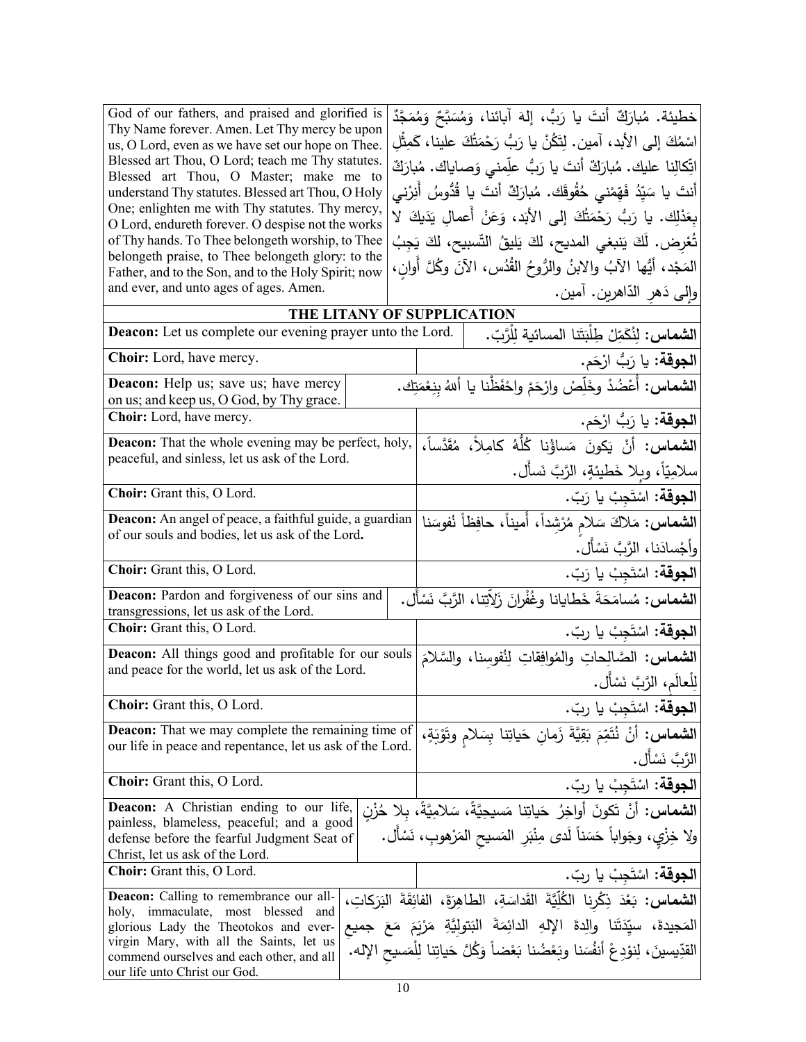| | |
|---|---|
| God of our fathers, and praised and glorified is Thy Name forever. Amen. Let Thy mercy be upon us, O Lord, even as we have set our hope on Thee. Blessed art Thou, O Lord; teach me Thy statutes. Blessed art Thou, O Master; make me to understand Thy statutes. Blessed art Thou, O Holy One; enlighten me with Thy statutes. Thy mercy, O Lord, endureth forever. O despise not the works of Thy hands. To Thee belongeth worship, to Thee belongeth praise, to Thee belongeth glory: to the Father, and to the Son, and to the Holy Spirit; now and ever, and unto ages of ages. Amen. | خطيئة. مُبارَكٌ أنتَ يا رَبُّ، إلهَ آبائنا، وَمُسَبَّحٌ وَمُمَجَّدٌ اسْمُكَ إلى الأبد، آمين. لِتَكُنْ يا رَبُّ رَحْمَتُكَ علينا، كَمِثْلِ اتِّكالِنا عليك. مُبارَكٌ أنتَ يا رَبُّ علِّمني وَصاياك. مُبارَكٌ أنتَ يا سَيِّدُ فَهِّمْني حُقُوقَك. مُبارَكٌ أنتَ يا قُدُّوسُ أَنِرْني بِعَدْلِك. يا رَبُّ رَحْمَتُكَ إلى الأبد، وَعَنْ أَعمالِ يَدَيكَ لا تُعْرِض. لَكَ يَنبغي المديح، لكَ يَليقُ التَّسبيح، لكَ يَجِبُ المَجْد، أيُّها الآبُ والابنُ والرُّوحُ القُدُس، الآنَ وكُلَّ أَوانٍ، وإلى دَهرِ الدّاهرين. آمين. |

## THE LITANY OF SUPPLICATION

| | |
|---|---|
| **Deacon:** Let us complete our evening prayer unto the Lord. | **الشماس:** لِنُكَمِّلْ طِلْبَتَنا المسائية لِلْرَّبّ. |
| **Choir:** Lord, have mercy. | **الجوقة:** يا رَبُّ ارْحَم. |
| **Deacon:** Help us; save us; have mercy on us; and keep us, O God, by Thy grace. | **الشماس:** أَعْضُدْ وخَلِّصْ وارْحَمْ واحْفَظْنا يا أللهُ بِنِعْمَتِكَ. |
| **Choir:** Lord, have mercy. | **الجوقة:** يا رَبُّ ارْحَم. |
| **Deacon:** That the whole evening may be perfect, holy, peaceful, and sinless, let us ask of the Lord. | **الشماس:** أَنْ يَكونَ مَساؤُنا كُلُّهُ كامِلاً، مُقَدَّساً، سلامِيّاً، وبِلا خَطيئةٍ، الرَّبَّ نَسأَل. |
| **Choir:** Grant this, O Lord. | **الجوقة:** اسْتَجِبْ يا رَبّ. |
| **Deacon:** An angel of peace, a faithful guide, a guardian of our souls and bodies, let us ask of the Lord**.** | **الشماس:** مَلاكَ سَلامٍ مُرْشِداً، أَميناً، حافِظاً نُفوسَنا وأَجْسادَنا، الرَّبَّ نَسْأَل. |
| **Choir:** Grant this, O Lord. | **الجوقة:** اسْتَجِبْ يا رَبّ. |
| **Deacon:** Pardon and forgiveness of our sins and transgressions, let us ask of the Lord. | **الشماس:** مُسامَحَةَ خَطايانا وغُفْرانَ زَلاّتِنا، الرَّبَّ نَسْأَل. |
| **Choir:** Grant this, O Lord. | **الجوقة:** اسْتَجِبْ يا ربّ. |
| **Deacon:** All things good and profitable for our souls and peace for the world, let us ask of the Lord. | **الشماس:** الصَّالِحاتِ والمُوافِقاتِ لِنُفوسِنا، والسَّلامَ لِلْعالَمِ، الرَّبَّ نَسْأَل. |
| **Choir:** Grant this, O Lord. | **الجوقة:** اسْتَجِبْ يا ربّ. |
| **Deacon:** That we may complete the remaining time of our life in peace and repentance, let us ask of the Lord. | **الشماس:** أَنْ نُتَمِّمَ بَقِيَّةَ زَمانِ حَياتِنا بِسَلامٍ وتَوْبَةٍ، الرَّبَّ نَسْأَل. |
| **Choir:** Grant this, O Lord. | **الجوقة:** اسْتَجِبْ يا ربّ. |
| **Deacon:** A Christian ending to our life, painless, blameless, peaceful; and a good defense before the fearful Judgment Seat of Christ, let us ask of the Lord. | **الشماس:** أَنْ تَكونَ أَواخِرُ حَياتِنا مَسيحِيَّةً، سَلامِيَّةً، بِلا حُزْنٍ ولا خِزْيٍ، وجَواباً حَسَناً لَدى مِنْبَرِ المَسيحِ المَرْهوبِ، نَسْأَل. |
| **Choir:** Grant this, O Lord. | **الجوقة:** اسْتَجِبْ يا ربّ. |
| **Deacon:** Calling to remembrance our all-holy, immaculate, most blessed and glorious Lady the Theotokos and ever-virgin Mary, with all the Saints, let us commend ourselves and each other, and all our life unto Christ our God. | **الشماس:** بَعْدَ ذِكْرِنا الكُلِّيَّةَ القَداسَةِ، الطاهِرَةَ، الفائِقَةَ البَرَكاتِ، المَجيدةَ، سيِّدَتَنا والِدةَ الإلهِ الدائِمَةَ البَتولِيَّةِ مَرْيَمَ مَعَ جميعِ القدّيسينَ، لِنوْدِعْ أَنفُسَنا وبَعْضُنا بَعْضاً وَكُلَّ حَياتِنا لِلْمَسيحِ الإله. |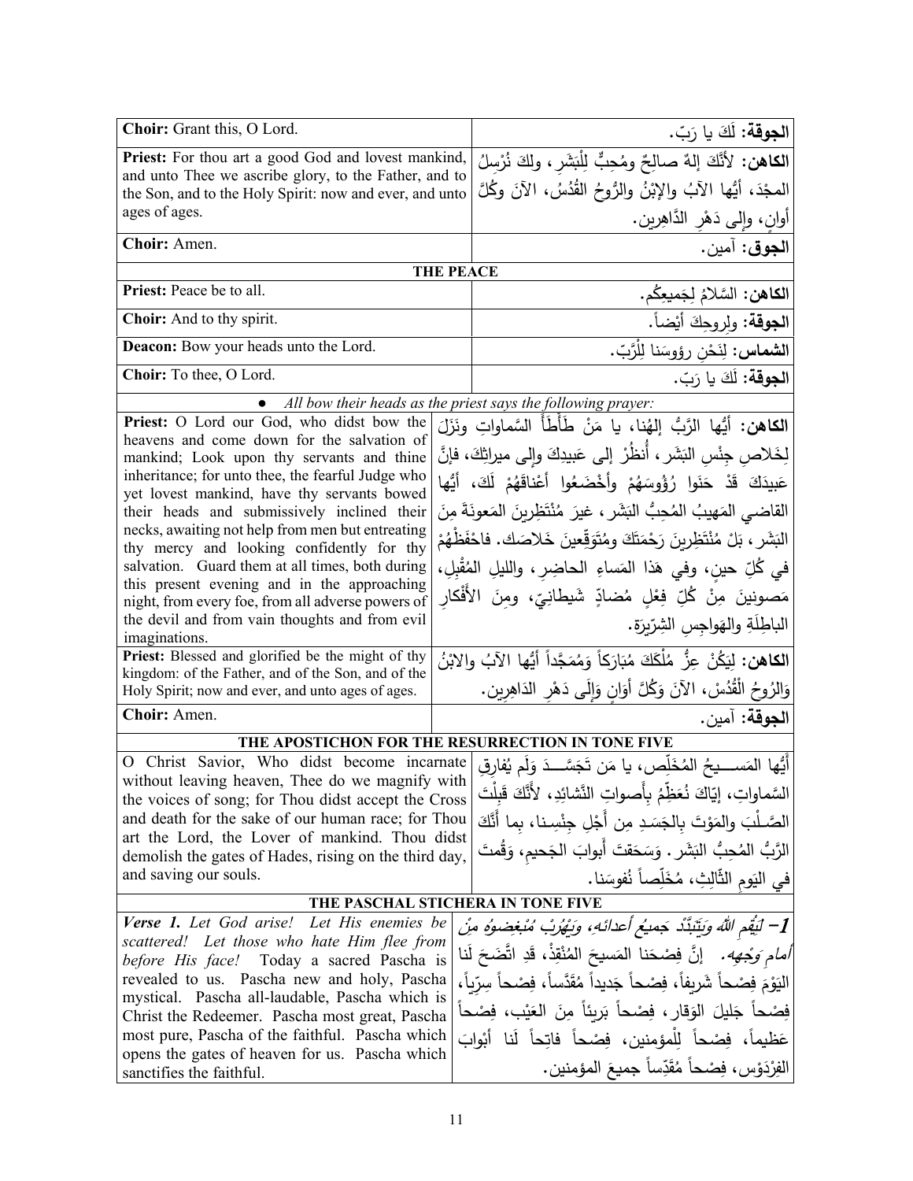| | |
|---|---|
| **Choir:** Grant this, O Lord. | **الجوقة:** لَكَ يا رَبّ. |
| **Priest:** For thou art a good God and lovest mankind, and unto Thee we ascribe glory, to the Father, and to the Son, and to the Holy Spirit: now and ever, and unto ages of ages. | **الكاهن:** لأنَّكَ إلهٌ صالِحٌ ومُحِبٌّ لِلْبَشَرِ، ولكَ نُرْسِلُ المجْدَ، أيُّها الآبُ والإِبْنُ والرُّوحُ القُدُسُ، الآنَ وكُلَّ أوانٍ، وإلى دَهْرِ الدَّاهِرين. |
| **Choir:** Amen. | **الجوق:** آمين. |
| **THE PEACE** | |
| **Priest:** Peace be to all. | **الكاهن:** السَّلامُ لِجَميعِكُم. |
| **Choir:** And to thy spirit. | **الجوقة:** ولِروحِكَ أيْضاً. |
| **Deacon:** Bow your heads unto the Lord. | **الشماس:** لِنَحْنِ رؤوسَنا لِلْرَّبّ. |
| **Choir:** To thee, O Lord. | **الجوقة:** لَكَ يا رَبّ. |
| ● *All bow their heads as the priest says the following prayer:* | |
| **Priest:** O Lord our God, who didst bow the heavens and come down for the salvation of mankind; Look upon thy servants and thine inheritance; for unto thee, the fearful Judge who yet lovest mankind, have thy servants bowed their heads and submissively inclined their necks, awaiting not help from men but entreating thy mercy and looking confidently for thy salvation. Guard them at all times, both during this present evening and in the approaching night, from every foe, from all adverse powers of the devil and from vain thoughts and from evil imaginations. | **الكاهن:** أيُّها الرَّبُّ إلهُنا، يا مَنْ طَأْطأَ السَّماواتِ ونَزَلَ لِخَلاصِ جِنْسِ البَشَر، أُنظُرْ إلى عَبيدِكَ وإلى ميراثِكَ، فإنَّ عَبيدَكَ قَدْ حَنَوا رُؤُوسَهُمْ وأَخْضَعُوا أعْناقَهُمْ لَكَ، أيُّها القاضي المَهيبُ المُحِبُّ البَشَر، غيرَ مُنْتَظِرينَ المَعونَةَ مِنَ البَشَر، بَلْ مُنْتَظِرِينَ رَحْمَتَكَ ومُتَوَقِّعينَ خَلاصَك. فاحْفَظْهُمْ في كُلِّ حينٍ، وفي هَذا المَساءِ الحاضِرِ، والليلِ المُقْبِلِ، مَصونينَ مِنْ كُلِّ فِعْلٍ مُضادٍّ شَيطانِيّ، ومِنَ الأَفْكارِ الباطِلَةِ والهَواجِسِ الشِّرّيرَة. |
| **Priest:** Blessed and glorified be the might of thy kingdom: of the Father, and of the Son, and of the Holy Spirit; now and ever, and unto ages of ages. | **الكاهن:** لِيَكُنْ عِزُّ مُلْكَكَ مُبَارَكاً وَمُمَجَّداً أَيُّها الآبُ والابْنُ وَالرُوحُ الْقُدُسْ، الآنَ وَكُلَّ أَوَانٍ وَإِلَى دَهْرِ الدَاهِرِين. |
| **Choir:** Amen. | **الجوقة:** آمين. |
| **THE APOSTICHON FOR THE RESURRECTION IN TONE FIVE** | |
| O Christ Savior, Who didst become incarnate without leaving heaven, Thee do we magnify with the voices of song; for Thou didst accept the Cross and death for the sake of our human race; for Thou art the Lord, the Lover of mankind. Thou didst demolish the gates of Hades, rising on the third day, and saving our souls. | أَيُّها المَســـيحُ المُخَلِّص، يا مَن تَجَسَّـــدَ وَلَم يُفارِقِ السَّماواتِ، إيّاكَ نُعَظِّمُ بِأَصواتِ النَّشائِدِ، لأَنَّكَ قَبِلْتَ الصَّـلْبَ والمَوْتَ بِالجَسَـدِ مِن أَجْلِ جِنْسِـنا، بِما أَنَّكَ الرَّبُّ المُحِبُّ البَشَر. وَسَحَقتَ أَبوابَ الجَحيمِ، وَقُمتَ في اليَومِ الثّالِثِ، مُخَلِّصاً نُفوسَنا. |
| **THE PASCHAL STICHERA IN TONE FIVE** | |
| ***Verse 1.*** *Let God arise! Let His enemies be scattered! Let those who hate Him flee from before His face!* Today a sacred Pascha is revealed to us. Pascha new and holy, Pascha mystical. Pascha all-laudable, Pascha which is Christ the Redeemer. Pascha most great, Pascha most pure, Pascha of the faithful. Pascha which opens the gates of heaven for us. Pascha which sanctifies the faithful. | ***1– لِيَقُمِ اللهُ وَيَتَبَدَّدْ جَميعُ أعدائهِ، وَيَهْرُبْ مُبْغِضوهُ مِنْ أمامِ وَجْهِه.*** إنَّ فِصْحَنا المَسيحَ المُنْقِذْ، قَدِ اتَّضَحَ لَنا اليَوْمَ فِصْحاً شَريفاً، فِصْحاً جَديداً مُقَدَّساً، فِصْحاً سِرّياً، فِصْحاً جَليلَ الوَقار، فِصْحاً بَريئاً مِنَ العَيْب، فِصْحاً عَظيماً، فِصْحاً لِلْمؤمنين، فِصْحاً فاتِحاً لَنا أبْوابَ الفِرْدَوْس، فِصْحاً مُقَدِّساً جميعَ المؤمنين. |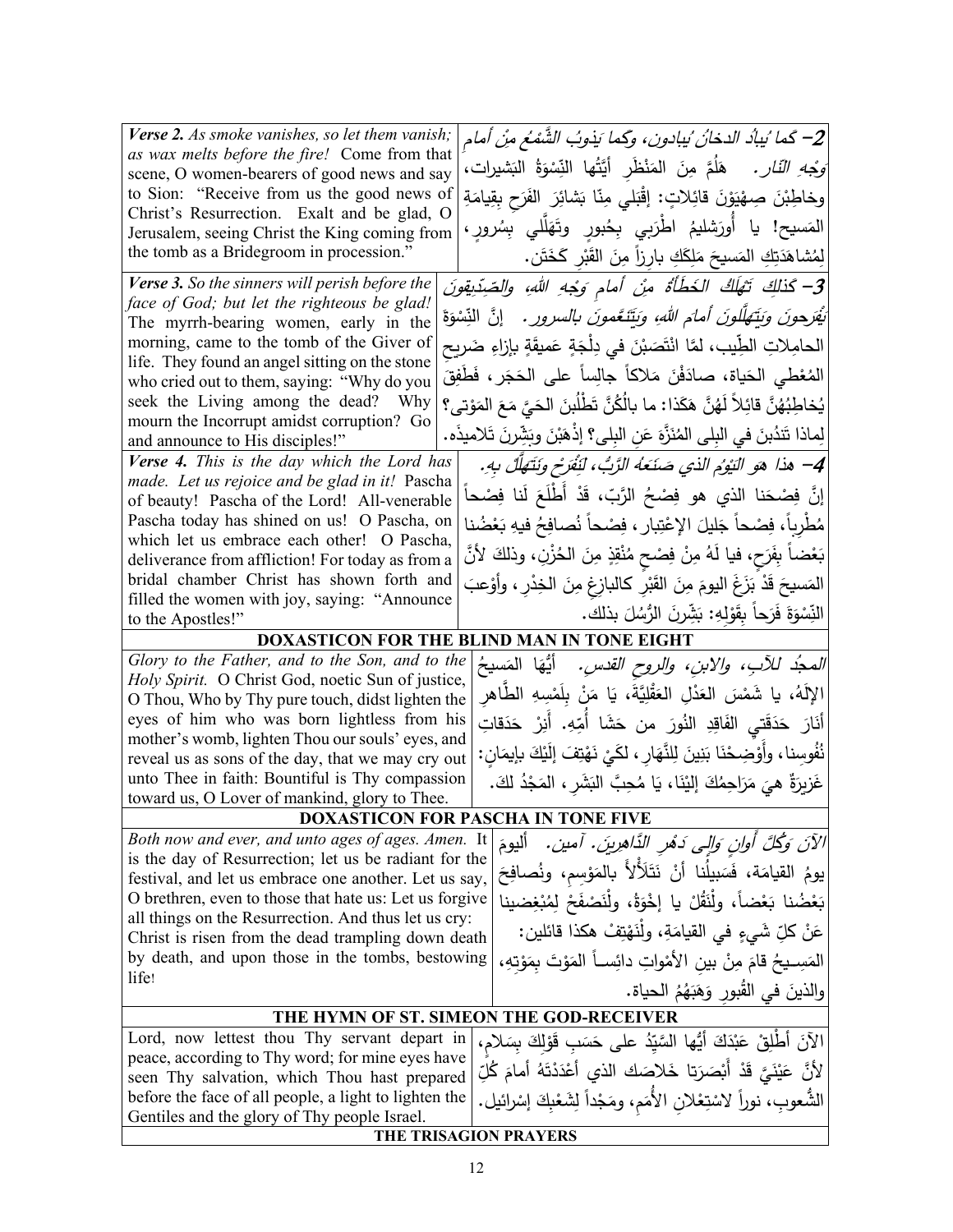| English | Arabic |
|---|---|
| ***Verse 2.*** *As smoke vanishes, so let them vanish; as wax melts before the fire!* Come from that scene, O women-bearers of good news and say to Sion: "Receive from us the good news of Christ's Resurrection. Exalt and be glad, O Jerusalem, seeing Christ the King coming from the tomb as a Bridegroom in procession." | ***2– كما يُبادُ الدخانُ يُبادون، وكما يَذوبُ الشَّمْعُ مِنْ أمامِ وَجْهِ النّار.*** هَلُمَّ مِنَ المَنْظَرِ أَيَّتُها النِّسْوَةُ البَشيرات، وخاطِبْنَ صِهْيَوْنَ قائلاتٍ: إقْبَلي مِنّا بَشائرَ الفَرَحِ بِقيامةِ المَسيح! يا أُورَشليمُ اطْرَبي بِحُبورٍ وتَهَلَّلي بِسُرورٍ، لِمُشاهَدَتِكِ المَسيحَ مَلِكَكِ بارِزاً مِنَ القَبْرِ كَخَتَن. |
| ***Verse 3.*** *So the sinners will perish before the face of God; but let the righteous be glad!* The myrrh-bearing women, early in the morning, came to the tomb of the Giver of life. They found an angel sitting on the stone who cried out to them, saying: "Why do you seek the Living among the dead? Why mourn the Incorrupt amidst corruption? Go and announce to His disciples!" | ***3– كَذلِكَ تَهْلَكُ الخَطَأَةُ مِنْ أمامِ وَجْهِ اللهِ، والصِّدّيقونَ يَفْرَحونَ وَيَتَهَلَّلونَ أمامَ اللهِ، وَيَتَنَعَّمونَ بالسرور.*** إنَّ النِّسْوَةَ الحامِلاتِ الطِّيب، لمَّا انْتَصَبْنَ في دِلْجَةٍ عَميقَةٍ بإزاءِ ضَريحِ المُعْطي الحَياة، صادَفْنَ مَلاكاً جالِساً على الحَجَر، فَطَفِقَ يُخاطِبُهُنَّ قائِلاً لَهُنَّ هَكَذا: ما بالُكُنَّ تَطْلُبنَ الحَيَّ مَعَ المَوْتى؟ لِماذا تَندُبنَ في البِلى المُنَزَّهَ عَنِ البِلى؟ إذْهَبْنَ وبَشِّرنَ تَلاميذَه. |
| ***Verse 4.*** *This is the day which the Lord has made. Let us rejoice and be glad in it!* Pascha of beauty! Pascha of the Lord! All-venerable Pascha today has shined on us! O Pascha, on which let us embrace each other! O Pascha, deliverance from affliction! For today as from a bridal chamber Christ has shown forth and filled the women with joy, saying: "Announce to the Apostles!" | ***4– هذا هو اليَوْمُ الذي صَنَعَهُ الرَّبُّ، لِنَفْرَحْ وَنَتَهَلَّلْ بِهِ.*** إنَّ فِصْحَنا الذي هو فِصْحُ الرَّبِّ، قَدْ أَطْلَعَ لَنا فِصْحاً مُطْرِباً، فِصْحاً جَليلَ الإعْتِبار، فِصْحاً نُصافِحُ فيهِ بَعْضُنا بَعْضاً بِفَرَحٍ، فيا لَهُ مِنْ فِصْحٍ مُنْقِذٍ مِنَ الحُزْن، وذلكَ لأنَّ المَسيحَ قَدْ بَزَغَ اليومَ مِنَ القَبْرِ كالبازِغِ مِنَ الخِدْرِ، وأوْعَبَ النِّسْوَةَ فَرَحاً بِقَوْلِهِ: بَشِّرنَ الرُّسُلَ بذلك. |

## DOXASTICON FOR THE BLIND MAN IN TONE EIGHT

| English | Arabic |
|---|---|
| *Glory to the Father, and to the Son, and to the Holy Spirit.* O Christ God, noetic Sun of justice, O Thou, Who by Thy pure touch, didst lighten the eyes of him who was born lightless from his mother's womb, lighten Thou our souls' eyes, and reveal us as sons of the day, that we may cry out unto Thee in faith: Bountiful is Thy compassion toward us, O Lover of mankind, glory to Thee. | *المجدُ للآبِ، والابنِ، والروحِ القدس.* أيُّها المَسيحُ الإلَهُ، يا شَمْسَ العَدْلِ العَقْلِيَّةَ، يَا مَنْ بِلَمْسِهِ الطَّاهِرِ أَنارَ حَدَقَتَي الفَاقِدِ النُورَ من حَشَا أُمِّهِ. أَنِرْ حَدَقاتِ نُفُوسِنا، وأَوْضِحْنَا بَنِينَ لِلنَّهارِ، لكَيْ نَهْتِفَ إِلَيْكَ بإيمَانٍ: غَزيرَةٌ هيَ مَرَاحِمُكَ إليْنَا، يَا مُحِبَّ البَشَرِ، المَجْدُ لكَ. |

## DOXASTICON FOR PASCHA IN TONE FIVE

| English | Arabic |
|---|---|
| *Both now and ever, and unto ages of ages. Amen.* It is the day of Resurrection; let us be radiant for the festival, and let us embrace one another. Let us say, O brethren, even to those that hate us: Let us forgive all things on the Resurrection. And thus let us cry: Christ is risen from the dead trampling down death by death, and upon those in the tombs, bestowing life! | *الآنَ وَكُلَّ أوانٍ وَإِلى دَهْرِ الدَّاهِرينَ. آمين.* أليومَ يومُ القيامَة، فَسَبيلُنا أنْ نَتَلأْلأَ بالمَوْسِمِ، ونُصافِحَ بَعْضُنا بَعْضاً، ولْنَقُلْ يا إخْوَةُ، ولْنَصْفَحْ لِمُبْغِضينا عَنْ كلِّ شَيءٍ في القيامَةِ، ولْنَهْتِفْ هكذا قائلين: المَسيحُ قامَ مِنْ بينِ الأمْواتِ دائِساً المَوْتَ بِمَوْتِهِ، والذينَ في القُبورِ وَهَبَهُمُ الحياة. |

## THE HYMN OF ST. SIMEON THE GOD-RECEIVER

| English | Arabic |
|---|---|
| Lord, now lettest thou Thy servant depart in peace, according to Thy word; for mine eyes have seen Thy salvation, which Thou hast prepared before the face of all people, a light to lighten the Gentiles and the glory of Thy people Israel. | الآنَ أَطْلِقْ عَبْدَكَ أيُّها السَّيِّدُ على حَسَبِ قَوْلِكَ بِسَلام، لأنَّ عَيْنَيَّ قَدْ أَبْصَرَتا خَلاصَك الذي أعْدَدْتَهُ أمامَ كُلِّ الشُّعوبِ، نوراً لاسْتِعْلانِ الأُمَمِ، ومَجْداً لِشَعْبِكَ إسْرائيل. |

## THE TRISAGION PRAYERS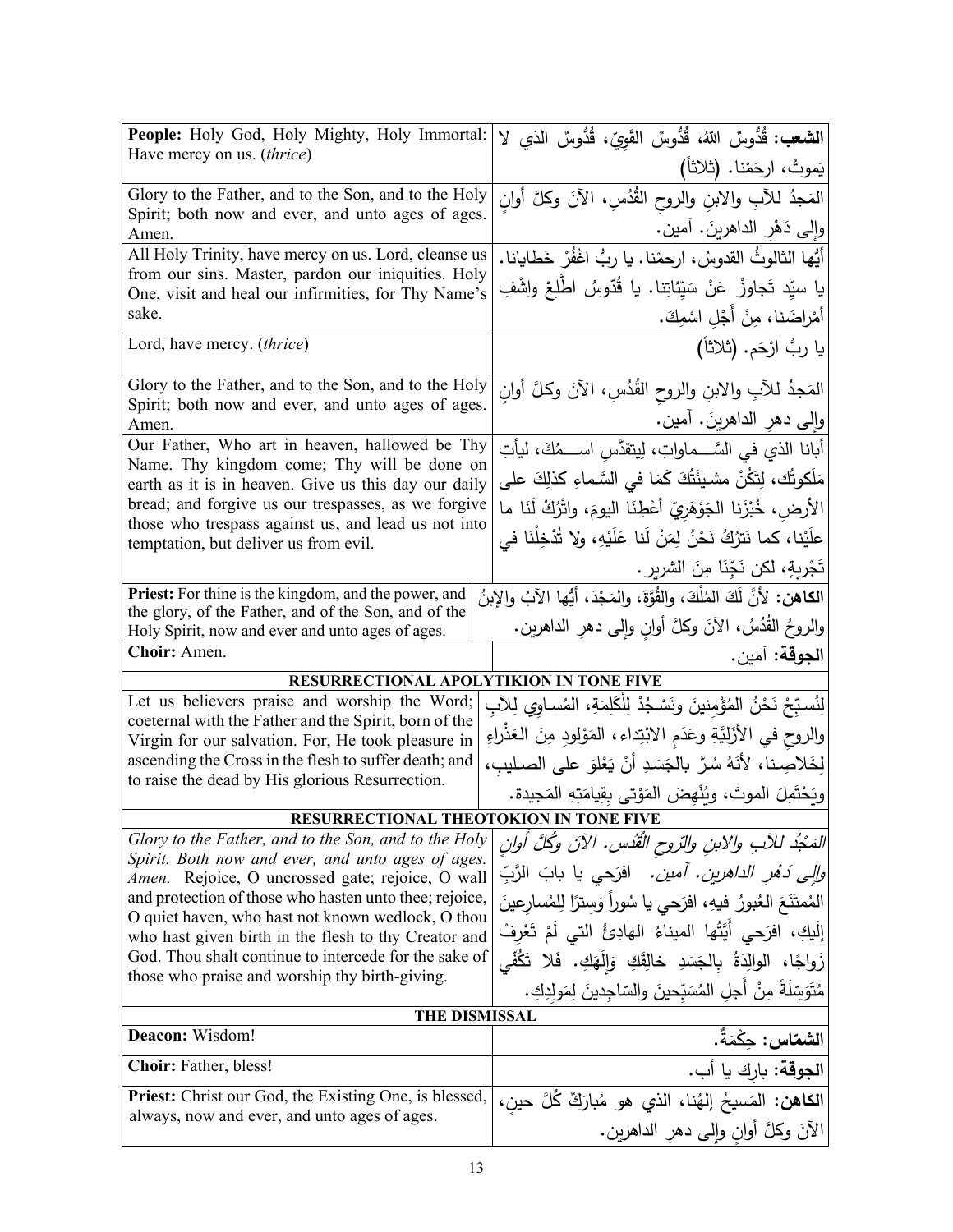| English | Arabic |
|---|---|
| **People:** Holy God, Holy Mighty, Holy Immortal: Have mercy on us. (*thrice*) | **الشعب:** قُدُّوسٌ اللهُ، قُدُّوسٌ القَوِيّ، قُدُّوسٌ الذي لا يَموتُ، ارحَمْنا. (ثلاثاً) |
| Glory to the Father, and to the Son, and to the Holy Spirit; both now and ever, and unto ages of ages. Amen. | المَجدُ للآبِ والابنِ والروحِ القُدُسِ، الآنَ وكلَّ أوانٍ وإلى دَهْرِ الداهرينَ. آمين. |
| All Holy Trinity, have mercy on us. Lord, cleanse us from our sins. Master, pardon our iniquities. Holy One, visit and heal our infirmities, for Thy Name's sake. | أيُّها الثالوثُ القدوسُ، ارحمْنا. يا ربُّ اغْفُرْ خَطايانا. يا سيّد تَجاوزْ عَنْ سَيّئاتِنا. يا قُدّوسُ اطَّلِعْ واشْفِ أمْراضَنا، مِنْ أَجْلِ اسْمِكَ. |
| Lord, have mercy. (*thrice*) | يا ربُّ ارْحَم. (ثلاثاً) |
| Glory to the Father, and to the Son, and to the Holy Spirit; both now and ever, and unto ages of ages. Amen. | المَجدُ للآبِ والابنِ والروحِ القُدُسِ، الآنَ وكلَّ أوانٍ وإلى دهرِ الداهرينَ. آمين. |
| Our Father, Who art in heaven, hallowed be Thy Name. Thy kingdom come; Thy will be done on earth as it is in heaven. Give us this day our daily bread; and forgive us our trespasses, as we forgive those who trespass against us, and lead us not into temptation, but deliver us from evil. | أبانا الذي في السَّماواتِ، ليتقدَّسِ اسمُكَ، ليأتِ مَلَكوتُك، لِتَكُنْ مشيئَتُكَ كَمَا في السَّماءِ كذلِكَ على الأرضِ، خُبْزَنا الجَوْهَرِيّ أعْطِنَا اليومَ، واتْرُكْ لَنَا ما علَيْنا، كما نَترُكُ نَحْنُ لِمَنْ لَنا عَلَيْهِ، ولا تُدْخِلْنَا في تَجْرِبةٍ، لكن نَجِّنَا مِنَ الشرير. |
| **Priest:** For thine is the kingdom, and the power, and the glory, of the Father, and of the Son, and of the Holy Spirit, now and ever and unto ages of ages. | **الكاهن:** لأنَّ لَكَ المُلْكَ، والقُوَّةَ، والمَجْدَ، أيُّها الآبُ والإبنُ والروحُ القُدُسُ، الآنَ وكلَّ أوانٍ وإلى دهرِ الداهرين. |
| **Choir:** Amen. | **الجوقة:** آمين. |

**RESURRECTIONAL APOLYTIKION IN TONE FIVE**

| English | Arabic |
|---|---|
| Let us believers praise and worship the Word; coeternal with the Father and the Spirit, born of the Virgin for our salvation. For, He took pleasure in ascending the Cross in the flesh to suffer death; and to raise the dead by His glorious Resurrection. | لِنُسبِّحْ نَحْنُ المُؤْمِنينَ ونَسْجُدْ لِلْكَلِمَةِ، المُساوِي لِلآبِ والروحِ في الأَزَلِيَّةِ وعَدَمِ الابْتِداء، المَوْلودِ مِنَ العَذْراءِ لِخَلاصِنا، لأنَهُ سُرَّ بالجَسَدِ أنْ يَعْلوَ على الصليبِ، ويَحْتَمِلَ الموتَ، ويُنْهِضَ المَوْتى بِقِيامَتِهِ المَجيدة. |

**RESURRECTIONAL THEOTOKION IN TONE FIVE**

| English | Arabic |
|---|---|
| *Glory to the Father, and to the Son, and to the Holy Spirit. Both now and ever, and unto ages of ages. Amen.* Rejoice, O uncrossed gate; rejoice, O wall and protection of those who hasten unto thee; rejoice, O quiet haven, who hast not known wedlock, O thou who hast given birth in the flesh to thy Creator and God. Thou shalt continue to intercede for the sake of those who praise and worship thy birth-giving. | *المَجْدُ للآبِ والابنِ والرّوحِ القُدُس. الآنَ وكُلَّ أوانٍ وإلى دَهْرِ الداهرين. آمين.* افرَحي يا بابَ الرَّبِّ المُمتَنَعَ العُبورُ فيهِ، افرَحي يا سُوراً وَسِترًا لِلمُسارِعينَ إلَيكِ، افرَحي أَيَّتُها الميناءُ الهادِئُ التي لَمْ تَعْرِفْ زَواجًا، الوالِدَةُ بِالجَسَدِ خالِقَكِ وَإلَهَكِ. فَلا تَكُفّي مُتَوَسِّلَةً مِنْ أَجلِ المُسَبِّحينَ والسّاجِدينَ لِمَولِدِكِ. |

**THE DISMISSAL**

| English | Arabic |
|---|---|
| **Deacon:** Wisdom! | **الشمّاس:** حِكْمَةٌ. |
| **Choir:** Father, bless! | **الجوقة:** بارِك يا أب. |
| **Priest:** Christ our God, the Existing One, is blessed, always, now and ever, and unto ages of ages. | **الكاهن:** المَسيحُ إلهُنا، الذي هو مُبارَكٌ كُلَّ حينٍ، الآنَ وكلَّ أوانٍ وإلى دهرِ الداهرين. |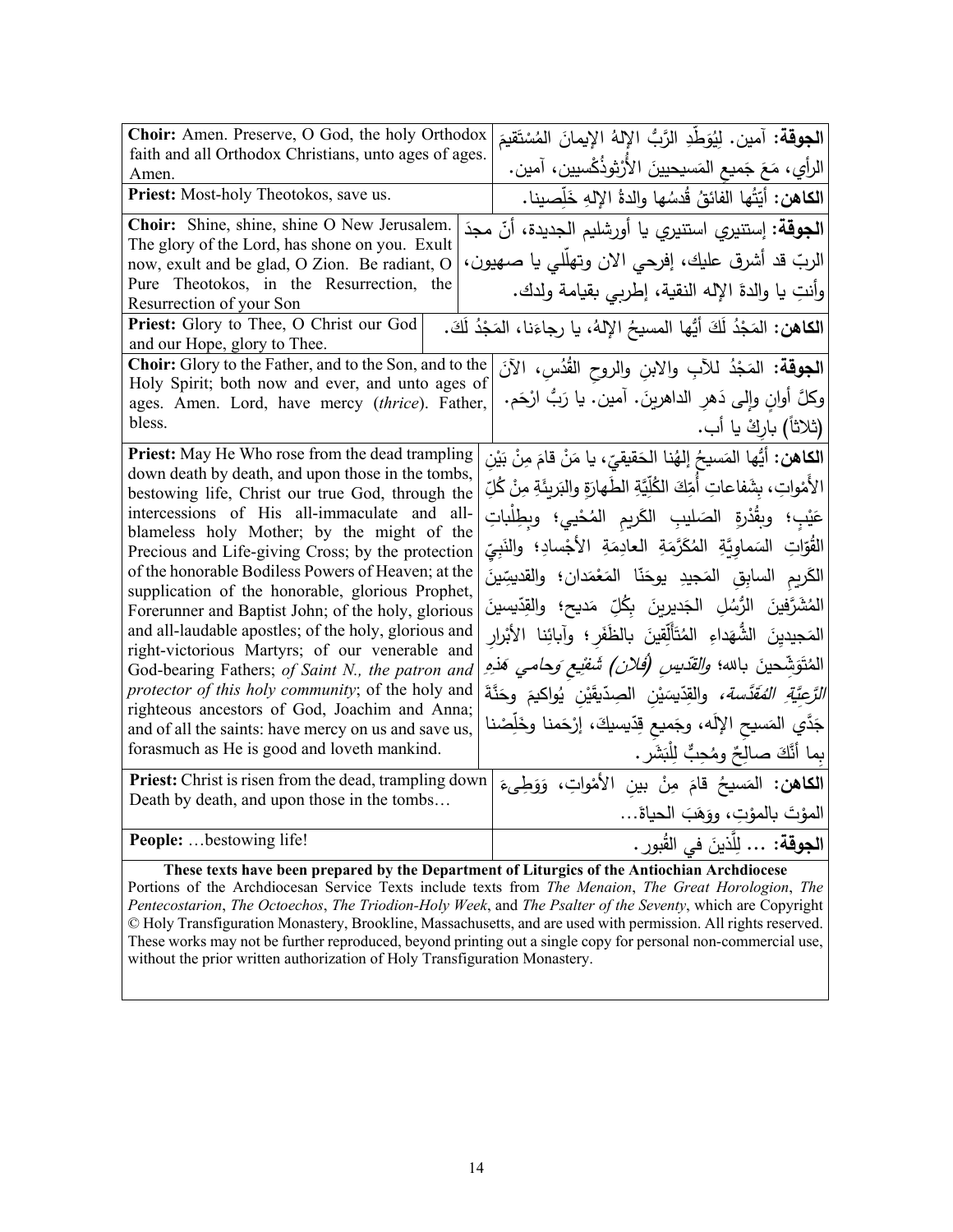| | |
|---|---|
| **Choir:** Amen. Preserve, O God, the holy Orthodox faith and all Orthodox Christians, unto ages of ages. Amen. | **الجوقة:** آمين. لِيُوَطِّدِ الرَّبُّ الإِلهُ الإيمانَ المُسْتَقيمَ الرأيِ، مَعَ جَميعِ المَسيحيينَ الأُرْثوذُكْسيين، آمين. |
| **Priest:** Most-holy Theotokos, save us. | **الكاهن:** أيّتُها الفائقُ قُدسُها والدةُ الإلهِ خَلِّصينا. |
| **Choir:** Shine, shine, shine O New Jerusalem. The glory of the Lord, has shone on you. Exult now, exult and be glad, O Zion. Be radiant, O Pure Theotokos, in the Resurrection, the Resurrection of your Son | **الجوقة:** إستنيري استنيري يا أورشليم الجديدة، أنّ مجدَ الربّ قد أشرق عليك، إفرحي الان وتهلّلي يا صهيون، وأنتِ يا والدةَ الإله النقية، إطربي بقيامة ولدك. |
| **Priest:** Glory to Thee, O Christ our God and our Hope, glory to Thee. | **الكاهن:** المَجْدُ لَكَ أيُّها المسيحُ الإلهُ، يا رجاءَنا، المَجْدُ لَكَ. |
| **Choir:** Glory to the Father, and to the Son, and to the Holy Spirit; both now and ever, and unto ages of ages. Amen. Lord, have mercy (*thrice*). Father, bless. | **الجوقة:** المَجْدُ للآبِ والابنِ والروحِ القُدُس، الآنَ وكلَّ أوانٍ وإلى دَهرِ الداهرينَ. آمين. يا رَبُّ ارْحَم. (ثلاثاً) بارِكْ يا أب. |
| **Priest:** May He Who rose from the dead trampling down death by death, and upon those in the tombs, bestowing life, Christ our true God, through the intercessions of His all-immaculate and all-blameless holy Mother; by the might of the Precious and Life-giving Cross; by the protection of the honorable Bodiless Powers of Heaven; at the supplication of the honorable, glorious Prophet, Forerunner and Baptist John; of the holy, glorious and all-laudable apostles; of the holy, glorious and right-victorious Martyrs; of our venerable and God-bearing Fathers; *of Saint N., the patron and protector of this holy community*; of the holy and righteous ancestors of God, Joachim and Anna; and of all the saints: have mercy on us and save us, forasmuch as He is good and loveth mankind. | **الكاهن:** أيُّها المَسيحُ إلهُنا الحَقيقيّ، يا مَنْ قامَ مِنْ بَيْنِ الأَمْواتِ، بِشَفاعاتِ أُمِّكَ الكُلِّيَّةِ الطَهارَةِ والبَريئَةِ مِنْ كُلِّ عَيْبٍ؛ وبِقُدْرَةِ الصَليبِ الكَريمِ المُحْيي؛ وبِطِلْباتِ القُوّاتِ السَماوِيَّةِ المُكَرَّمَةِ العادِمَةِ الأَجْسادِ؛ والنَبِيِّ الكَريمِ السابِقِ المَجيدِ يوحَنّا المَعْمَدان؛ والقديسّينَ المُشَرَّفينَ الرُّسُلِ الجَديرينَ بِكُلِّ مَديح؛ والقِدّيسينَ المَجيدينَ الشُّهَداءِ المُتَأَلِّقينَ بالظَفَر؛ وآبائِنا الأَبْرارِ المُتَوَشِّحينَ بالله؛ *والقدّيسِ (فلان) شَفيعِ وَحامي هَذِهِ الرَّعِيَّةِ المُقَدَّسة*، والقِدّيسَيْنِ الصِدّيقَيْنِ يُواكيمَ وحَنَّةَ جَدَّيِ المَسيحِ الإِلَه، وجَميعِ قِدّيسيكَ، إرْحَمنا وخَلِّصْنا بِما أنَّكَ صالِحٌ ومُحِبٌّ لِلْبَشَر. |
| **Priest:** Christ is risen from the dead, trampling down Death by death, and upon those in the tombs… | **الكاهن:** المَسيحُ قامَ مِنْ بينِ الأَمْواتِ، وَوَطِىءَ المَوْتَ بالمَوْتِ، ووَهَبَ الحياةَ... |
| **People:** …bestowing life! | **الجوقة:** ... لِلَّذينَ في القُبور. |

**These texts have been prepared by the Department of Liturgics of the Antiochian Archdiocese**

Portions of the Archdiocesan Service Texts include texts from *The Menaion*, *The Great Horologion*, *The Pentecostarion*, *The Octoechos*, *The Triodion-Holy Week*, and *The Psalter of the Seventy*, which are Copyright © Holy Transfiguration Monastery, Brookline, Massachusetts, and are used with permission. All rights reserved. These works may not be further reproduced, beyond printing out a single copy for personal non-commercial use, without the prior written authorization of Holy Transfiguration Monastery.